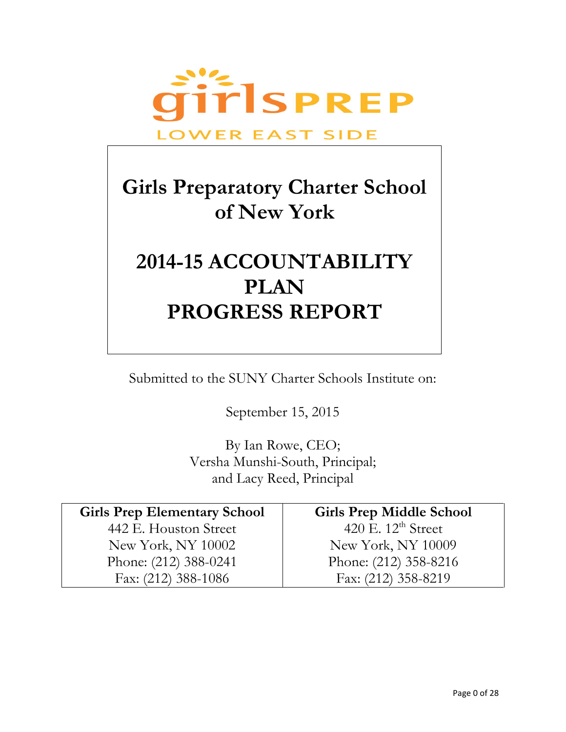girlsPREP

LOWER EAST SIDE

# Girls Preparatory Charter School of New York

# 2014-15 ACCOUNTABILITY PLAN PROGRESS REPORT

Submitted to the SUNY Charter Schools Institute on:

September 15, 2015

By Ian Rowe, CEO;
Versha Munshi-South, Principal;
and Lacy Reed, Principal

| Girls Prep Elementary School | Girls Prep Middle School |
|---|---|
| 442 E. Houston Street | 420 E. 12th Street |
| New York, NY 10002 | New York, NY 10009 |
| Phone: (212) 388-0241 | Phone: (212) 358-8216 |
| Fax: (212) 388-1086 | Fax: (212) 358-8219 |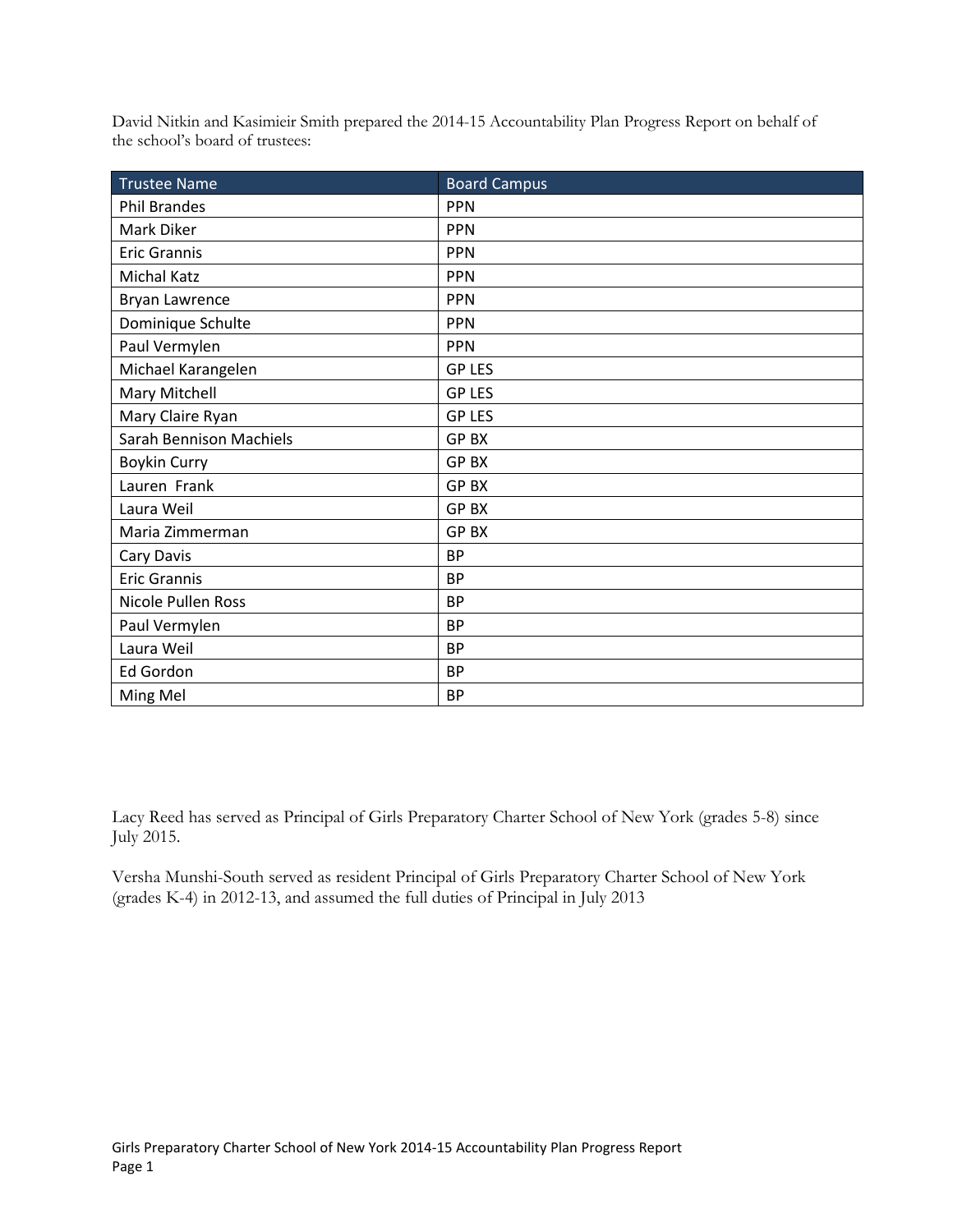David Nitkin and Kasimieir Smith prepared the 2014-15 Accountability Plan Progress Report on behalf of the school's board of trustees:

| Trustee Name | Board Campus |
|---|---|
| Phil Brandes | PPN |
| Mark Diker | PPN |
| Eric Grannis | PPN |
| Michal Katz | PPN |
| Bryan Lawrence | PPN |
| Dominique Schulte | PPN |
| Paul Vermylen | PPN |
| Michael Karangelen | GP LES |
| Mary Mitchell | GP LES |
| Mary Claire Ryan | GP LES |
| Sarah Bennison Machiels | GP BX |
| Boykin Curry | GP BX |
| Lauren Frank | GP BX |
| Laura Weil | GP BX |
| Maria Zimmerman | GP BX |
| Cary Davis | BP |
| Eric Grannis | BP |
| Nicole Pullen Ross | BP |
| Paul Vermylen | BP |
| Laura Weil | BP |
| Ed Gordon | BP |
| Ming Mel | BP |

Lacy Reed has served as Principal of Girls Preparatory Charter School of New York (grades 5-8) since July 2015.

Versha Munshi-South served as resident Principal of Girls Preparatory Charter School of New York (grades K-4) in 2012-13, and assumed the full duties of Principal in July 2013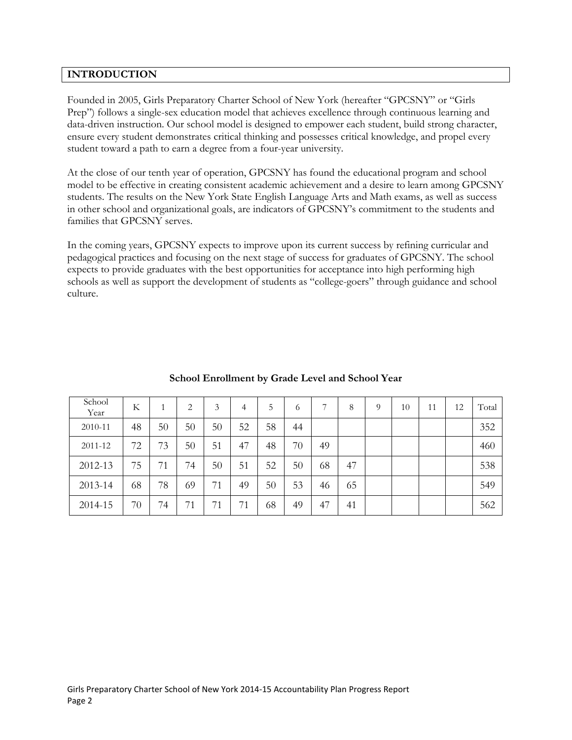## INTRODUCTION

Founded in 2005, Girls Preparatory Charter School of New York (hereafter "GPCSNY" or "Girls Prep") follows a single-sex education model that achieves excellence through continuous learning and data-driven instruction. Our school model is designed to empower each student, build strong character, ensure every student demonstrates critical thinking and possesses critical knowledge, and propel every student toward a path to earn a degree from a four-year university.

At the close of our tenth year of operation, GPCSNY has found the educational program and school model to be effective in creating consistent academic achievement and a desire to learn among GPCSNY students. The results on the New York State English Language Arts and Math exams, as well as success in other school and organizational goals, are indicators of GPCSNY's commitment to the students and families that GPCSNY serves.

In the coming years, GPCSNY expects to improve upon its current success by refining curricular and pedagogical practices and focusing on the next stage of success for graduates of GPCSNY. The school expects to provide graduates with the best opportunities for acceptance into high performing high schools as well as support the development of students as "college-goers" through guidance and school culture.

**School Enrollment by Grade Level and School Year**

| School Year | K | 1 | 2 | 3 | 4 | 5 | 6 | 7 | 8 | 9 | 10 | 11 | 12 | Total |
|---|---|---|---|---|---|---|---|---|---|---|---|---|---|---|
| 2010-11 | 48 | 50 | 50 | 50 | 52 | 58 | 44 | | | | | | | 352 |
| 2011-12 | 72 | 73 | 50 | 51 | 47 | 48 | 70 | 49 | | | | | | 460 |
| 2012-13 | 75 | 71 | 74 | 50 | 51 | 52 | 50 | 68 | 47 | | | | | 538 |
| 2013-14 | 68 | 78 | 69 | 71 | 49 | 50 | 53 | 46 | 65 | | | | | 549 |
| 2014-15 | 70 | 74 | 71 | 71 | 71 | 68 | 49 | 47 | 41 | | | | | 562 |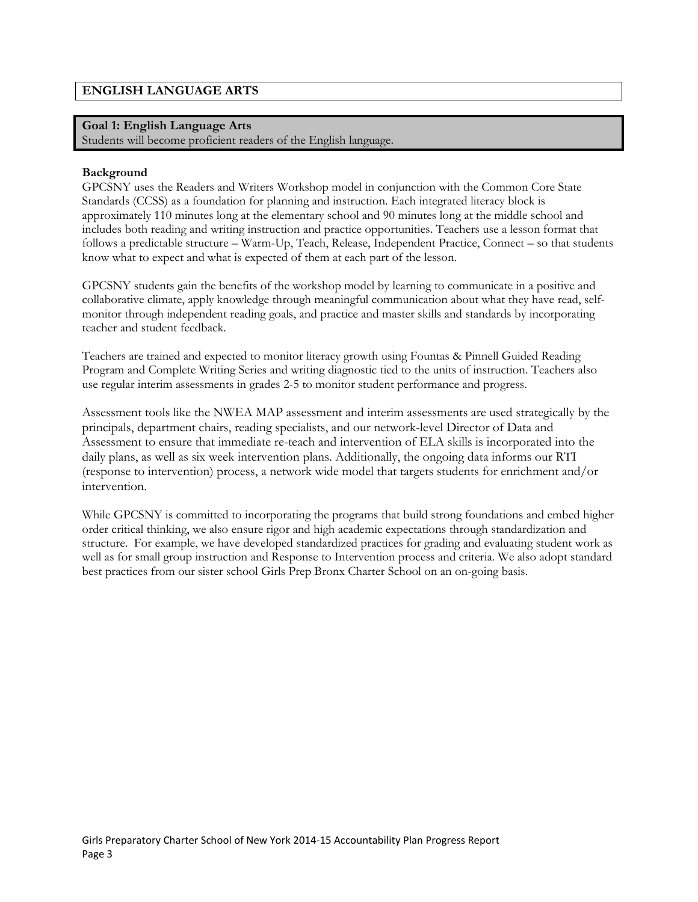## ENGLISH LANGUAGE ARTS

### Goal 1: English Language Arts

Students will become proficient readers of the English language.

**Background**

GPCSNY uses the Readers and Writers Workshop model in conjunction with the Common Core State Standards (CCSS) as a foundation for planning and instruction. Each integrated literacy block is approximately 110 minutes long at the elementary school and 90 minutes long at the middle school and includes both reading and writing instruction and practice opportunities. Teachers use a lesson format that follows a predictable structure – Warm-Up, Teach, Release, Independent Practice, Connect – so that students know what to expect and what is expected of them at each part of the lesson.

GPCSNY students gain the benefits of the workshop model by learning to communicate in a positive and collaborative climate, apply knowledge through meaningful communication about what they have read, self-monitor through independent reading goals, and practice and master skills and standards by incorporating teacher and student feedback.

Teachers are trained and expected to monitor literacy growth using Fountas & Pinnell Guided Reading Program and Complete Writing Series and writing diagnostic tied to the units of instruction. Teachers also use regular interim assessments in grades 2-5 to monitor student performance and progress.

Assessment tools like the NWEA MAP assessment and interim assessments are used strategically by the principals, department chairs, reading specialists, and our network-level Director of Data and Assessment to ensure that immediate re-teach and intervention of ELA skills is incorporated into the daily plans, as well as six week intervention plans. Additionally, the ongoing data informs our RTI (response to intervention) process, a network wide model that targets students for enrichment and/or intervention.

While GPCSNY is committed to incorporating the programs that build strong foundations and embed higher order critical thinking, we also ensure rigor and high academic expectations through standardization and structure. For example, we have developed standardized practices for grading and evaluating student work as well as for small group instruction and Response to Intervention process and criteria. We also adopt standard best practices from our sister school Girls Prep Bronx Charter School on an on-going basis.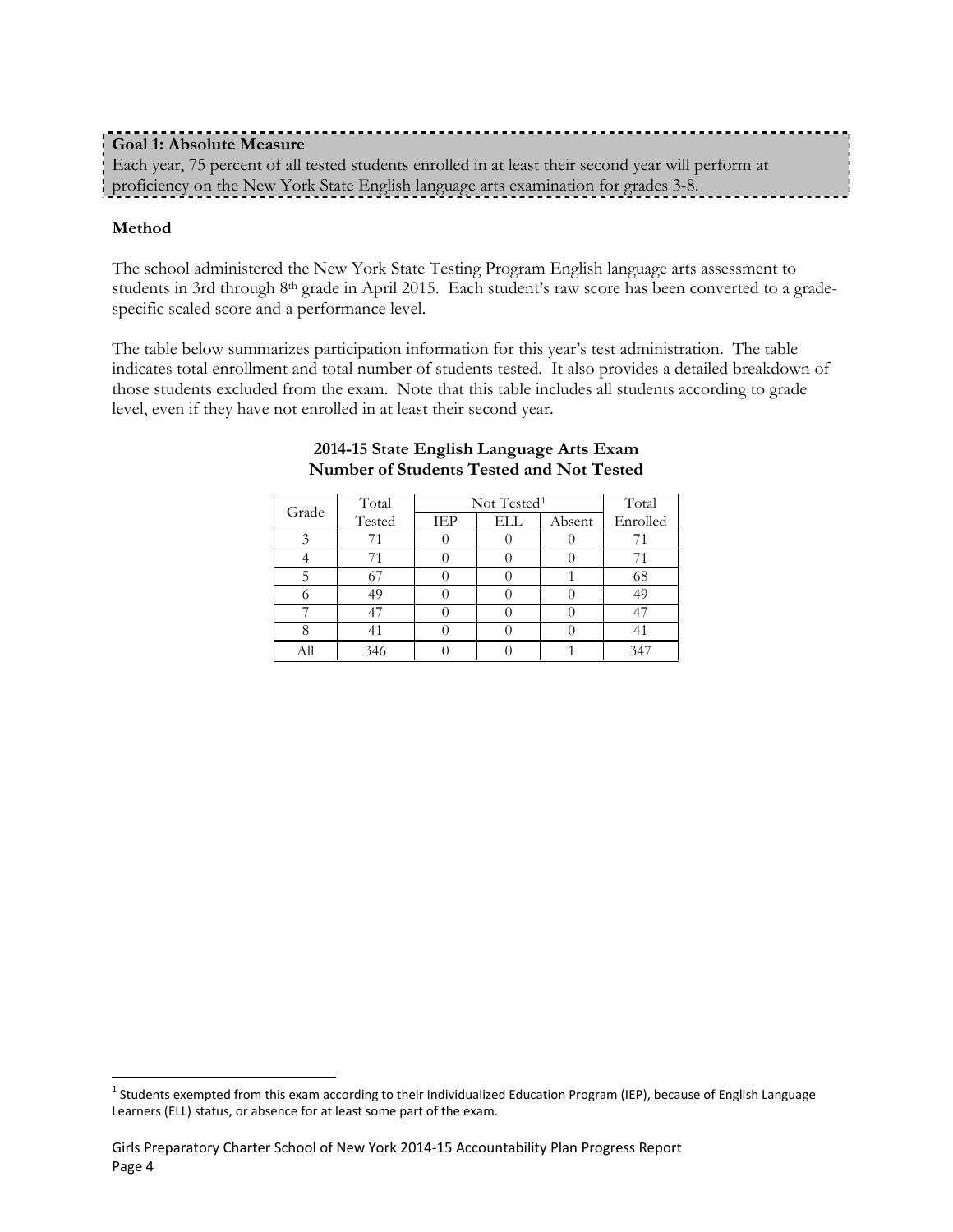**Goal 1: Absolute Measure**
Each year, 75 percent of all tested students enrolled in at least their second year will perform at proficiency on the New York State English language arts examination for grades 3-8.

**Method**

The school administered the New York State Testing Program English language arts assessment to students in 3rd through 8th grade in April 2015. Each student's raw score has been converted to a grade-specific scaled score and a performance level.

The table below summarizes participation information for this year's test administration. The table indicates total enrollment and total number of students tested. It also provides a detailed breakdown of those students excluded from the exam. Note that this table includes all students according to grade level, even if they have not enrolled in at least their second year.

**2014-15 State English Language Arts Exam**
**Number of Students Tested and Not Tested**

| Grade | Total Tested | Not Tested[1] | | | Total Enrolled |
|---|---|---|---|---|---|
| | | IEP | ELL | Absent | |
| 3 | 71 | 0 | 0 | 0 | 71 |
| 4 | 71 | 0 | 0 | 0 | 71 |
| 5 | 67 | 0 | 0 | 1 | 68 |
| 6 | 49 | 0 | 0 | 0 | 49 |
| 7 | 47 | 0 | 0 | 0 | 47 |
| 8 | 41 | 0 | 0 | 0 | 41 |
| All | 346 | 0 | 0 | 1 | 347 |

[1] Students exempted from this exam according to their Individualized Education Program (IEP), because of English Language Learners (ELL) status, or absence for at least some part of the exam.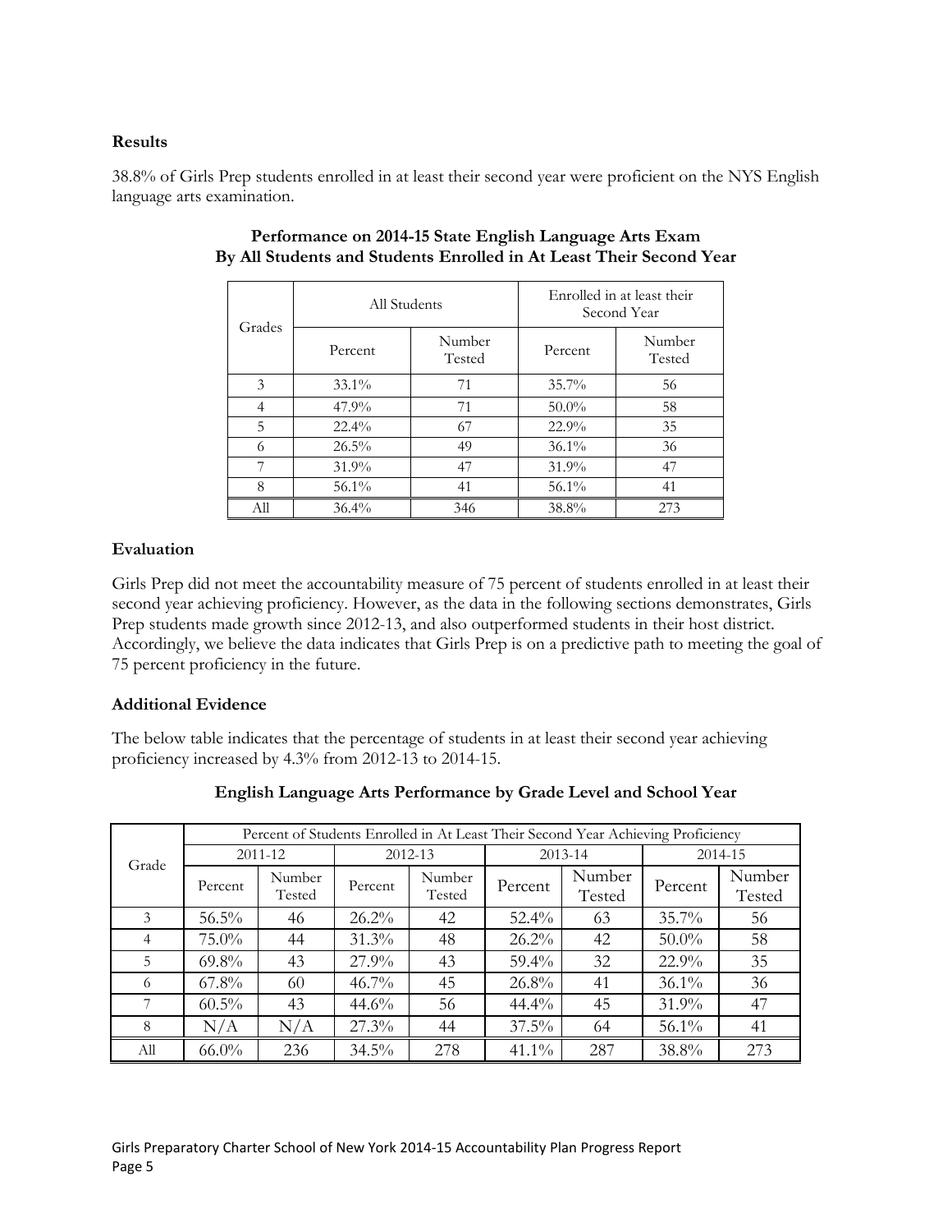**Results**

38.8% of Girls Prep students enrolled in at least their second year were proficient on the NYS English language arts examination.

**Performance on 2014-15 State English Language Arts Exam**
**By All Students and Students Enrolled in At Least Their Second Year**

| Grades | All Students | | Enrolled in at least their Second Year | |
|---|---|---|---|---|
| | Percent | Number Tested | Percent | Number Tested |
| 3 | 33.1% | 71 | 35.7% | 56 |
| 4 | 47.9% | 71 | 50.0% | 58 |
| 5 | 22.4% | 67 | 22.9% | 35 |
| 6 | 26.5% | 49 | 36.1% | 36 |
| 7 | 31.9% | 47 | 31.9% | 47 |
| 8 | 56.1% | 41 | 56.1% | 41 |
| All | 36.4% | 346 | 38.8% | 273 |

**Evaluation**

Girls Prep did not meet the accountability measure of 75 percent of students enrolled in at least their second year achieving proficiency. However, as the data in the following sections demonstrates, Girls Prep students made growth since 2012-13, and also outperformed students in their host district. Accordingly, we believe the data indicates that Girls Prep is on a predictive path to meeting the goal of 75 percent proficiency in the future.

**Additional Evidence**

The below table indicates that the percentage of students in at least their second year achieving proficiency increased by 4.3% from 2012-13 to 2014-15.

**English Language Arts Performance by Grade Level and School Year**

| Grade | Percent of Students Enrolled in At Least Their Second Year Achieving Proficiency | | | | | | | |
|---|---|---|---|---|---|---|---|---|
| | 2011-12 | | 2012-13 | | 2013-14 | | 2014-15 | |
| | Percent | Number Tested | Percent | Number Tested | Percent | Number Tested | Percent | Number Tested |
| 3 | 56.5% | 46 | 26.2% | 42 | 52.4% | 63 | 35.7% | 56 |
| 4 | 75.0% | 44 | 31.3% | 48 | 26.2% | 42 | 50.0% | 58 |
| 5 | 69.8% | 43 | 27.9% | 43 | 59.4% | 32 | 22.9% | 35 |
| 6 | 67.8% | 60 | 46.7% | 45 | 26.8% | 41 | 36.1% | 36 |
| 7 | 60.5% | 43 | 44.6% | 56 | 44.4% | 45 | 31.9% | 47 |
| 8 | N/A | N/A | 27.3% | 44 | 37.5% | 64 | 56.1% | 41 |
| All | 66.0% | 236 | 34.5% | 278 | 41.1% | 287 | 38.8% | 273 |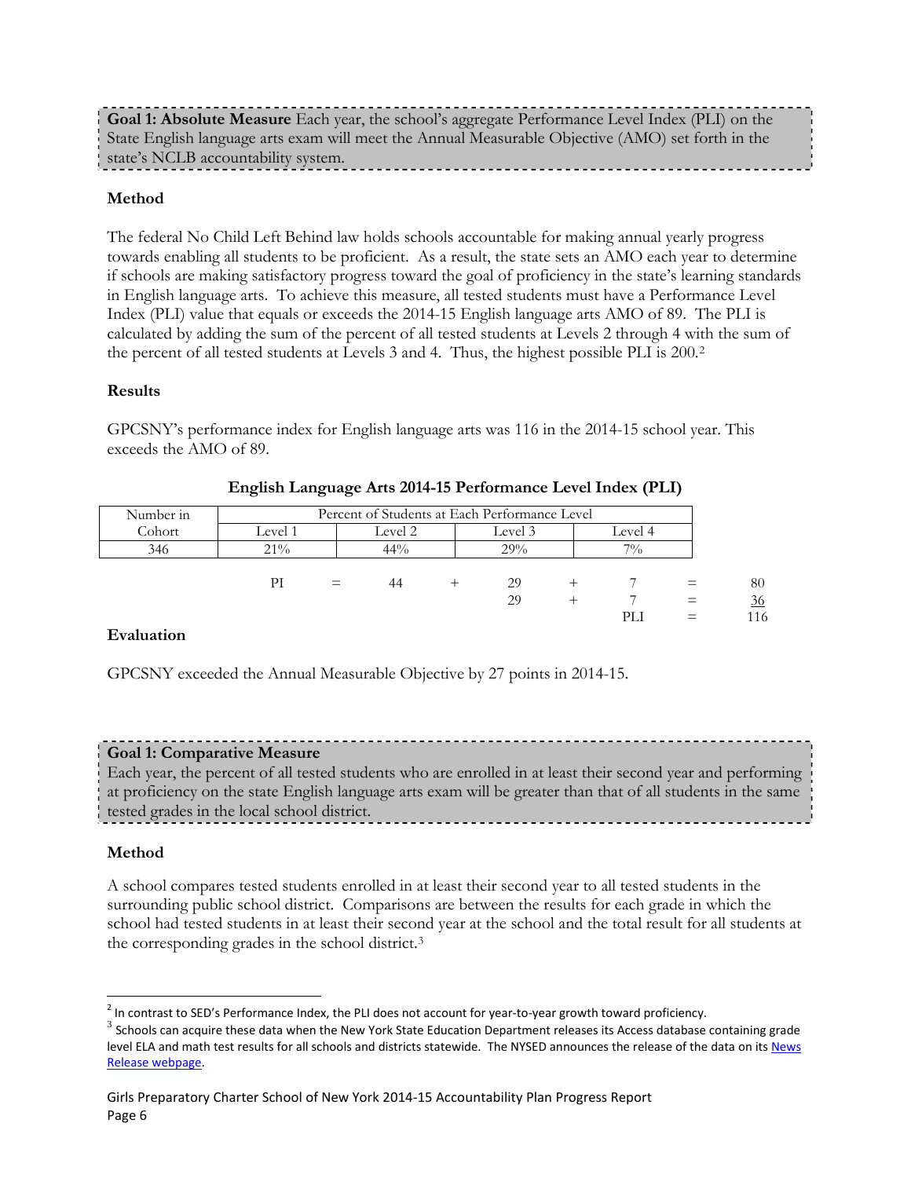**Goal 1: Absolute Measure** Each year, the school's aggregate Performance Level Index (PLI) on the State English language arts exam will meet the Annual Measurable Objective (AMO) set forth in the state's NCLB accountability system.

### Method

The federal No Child Left Behind law holds schools accountable for making annual yearly progress towards enabling all students to be proficient. As a result, the state sets an AMO each year to determine if schools are making satisfactory progress toward the goal of proficiency in the state's learning standards in English language arts. To achieve this measure, all tested students must have a Performance Level Index (PLI) value that equals or exceeds the 2014-15 English language arts AMO of 89. The PLI is calculated by adding the sum of the percent of all tested students at Levels 2 through 4 with the sum of the percent of all tested students at Levels 3 and 4. Thus, the highest possible PLI is 200.[2]

### Results

GPCSNY's performance index for English language arts was 116 in the 2014-15 school year. This exceeds the AMO of 89.

**English Language Arts 2014-15 Performance Level Index (PLI)**

| Number in Cohort | Percent of Students at Each Performance Level | | | |
|---|---|---|---|---|
| | Level 1 | Level 2 | Level 3 | Level 4 |
| 346 | 21% | 44% | 29% | 7% |

| | | | | | | | | |
|---|---|---|---|---|---|---|---|---|
| PI | = | 44 | + | 29 | + | 7 | = | 80 |
| | | | | 29 | + | 7 | = | 36 |
| | | | | | | PLI | = | 116 |

### Evaluation

GPCSNY exceeded the Annual Measurable Objective by 27 points in 2014-15.

**Goal 1: Comparative Measure**
Each year, the percent of all tested students who are enrolled in at least their second year and performing at proficiency on the state English language arts exam will be greater than that of all students in the same tested grades in the local school district.

### Method

A school compares tested students enrolled in at least their second year to all tested students in the surrounding public school district. Comparisons are between the results for each grade in which the school had tested students in at least their second year at the school and the total result for all students at the corresponding grades in the school district.[3]

---

[2] In contrast to SED's Performance Index, the PLI does not account for year-to-year growth toward proficiency.

[3] Schools can acquire these data when the New York State Education Department releases its Access database containing grade level ELA and math test results for all schools and districts statewide. The NYSED announces the release of the data on its News Release webpage.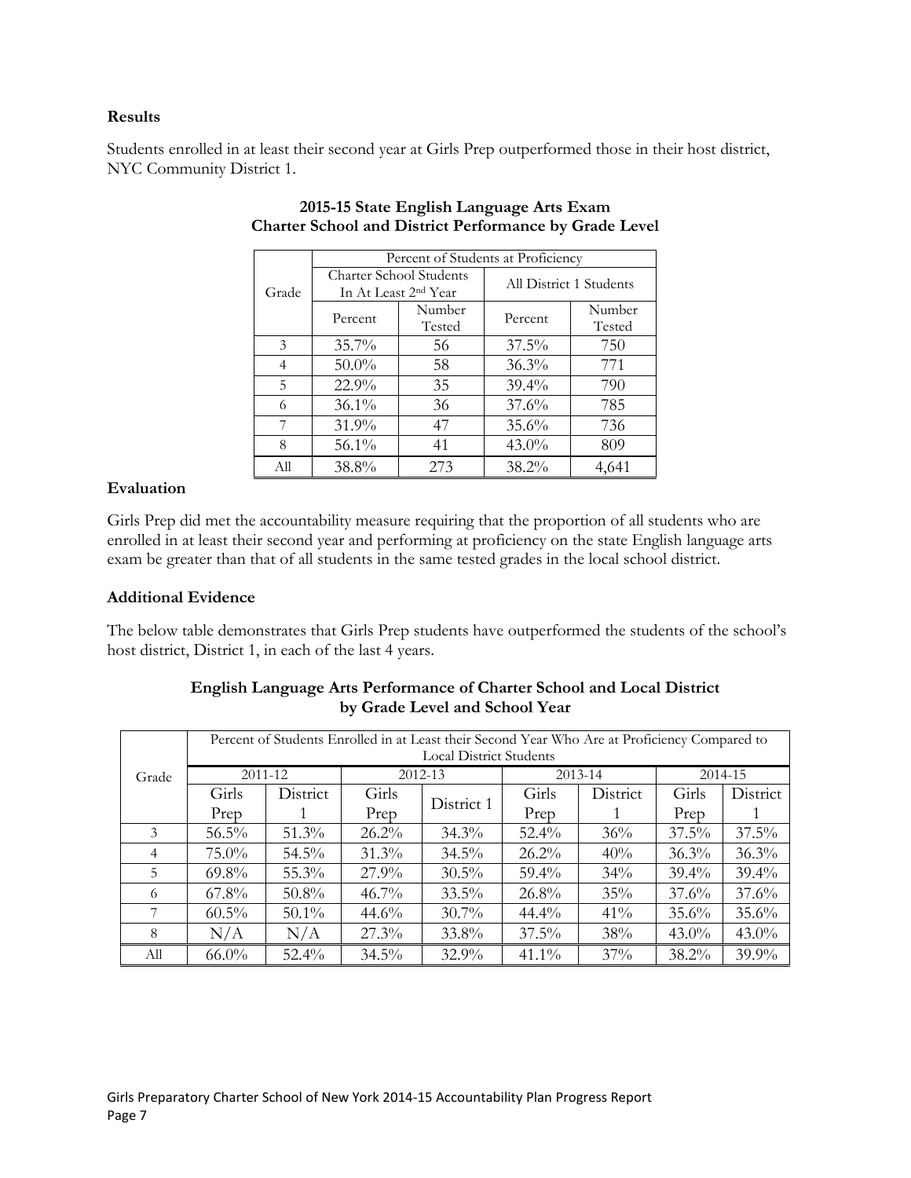**Results**

Students enrolled in at least their second year at Girls Prep outperformed those in their host district, NYC Community District 1.

**2015-15 State English Language Arts Exam**
**Charter School and District Performance by Grade Level**

| Grade | Percent of Students at Proficiency | | | |
|---|---|---|---|---|
| | Charter School Students In At Least 2nd Year | | All District 1 Students | |
| | Percent | Number Tested | Percent | Number Tested |
| 3 | 35.7% | 56 | 37.5% | 750 |
| 4 | 50.0% | 58 | 36.3% | 771 |
| 5 | 22.9% | 35 | 39.4% | 790 |
| 6 | 36.1% | 36 | 37.6% | 785 |
| 7 | 31.9% | 47 | 35.6% | 736 |
| 8 | 56.1% | 41 | 43.0% | 809 |
| All | 38.8% | 273 | 38.2% | 4,641 |

**Evaluation**

Girls Prep did met the accountability measure requiring that the proportion of all students who are enrolled in at least their second year and performing at proficiency on the state English language arts exam be greater than that of all students in the same tested grades in the local school district.

**Additional Evidence**

The below table demonstrates that Girls Prep students have outperformed the students of the school's host district, District 1, in each of the last 4 years.

**English Language Arts Performance of Charter School and Local District by Grade Level and School Year**

| Grade | Percent of Students Enrolled in at Least their Second Year Who Are at Proficiency Compared to Local District Students | | | | | | | |
|---|---|---|---|---|---|---|---|---|
| | 2011-12 | | 2012-13 | | 2013-14 | | 2014-15 | |
| | Girls Prep | District 1 | Girls Prep | District 1 | Girls Prep | District 1 | Girls Prep | District 1 |
| 3 | 56.5% | 51.3% | 26.2% | 34.3% | 52.4% | 36% | 37.5% | 37.5% |
| 4 | 75.0% | 54.5% | 31.3% | 34.5% | 26.2% | 40% | 36.3% | 36.3% |
| 5 | 69.8% | 55.3% | 27.9% | 30.5% | 59.4% | 34% | 39.4% | 39.4% |
| 6 | 67.8% | 50.8% | 46.7% | 33.5% | 26.8% | 35% | 37.6% | 37.6% |
| 7 | 60.5% | 50.1% | 44.6% | 30.7% | 44.4% | 41% | 35.6% | 35.6% |
| 8 | N/A | N/A | 27.3% | 33.8% | 37.5% | 38% | 43.0% | 43.0% |
| All | 66.0% | 52.4% | 34.5% | 32.9% | 41.1% | 37% | 38.2% | 39.9% |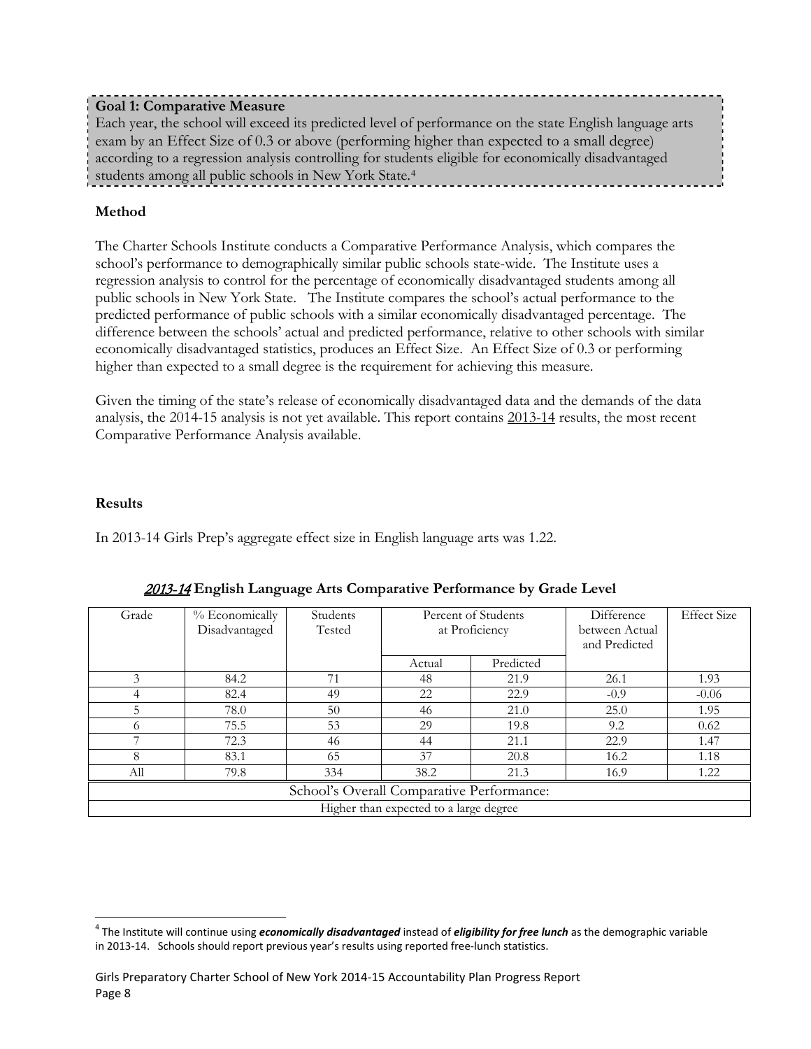**Goal 1: Comparative Measure**

Each year, the school will exceed its predicted level of performance on the state English language arts exam by an Effect Size of 0.3 or above (performing higher than expected to a small degree) according to a regression analysis controlling for students eligible for economically disadvantaged students among all public schools in New York State.[4]

**Method**

The Charter Schools Institute conducts a Comparative Performance Analysis, which compares the school's performance to demographically similar public schools state-wide. The Institute uses a regression analysis to control for the percentage of economically disadvantaged students among all public schools in New York State. The Institute compares the school's actual performance to the predicted performance of public schools with a similar economically disadvantaged percentage. The difference between the schools' actual and predicted performance, relative to other schools with similar economically disadvantaged statistics, produces an Effect Size. An Effect Size of 0.3 or performing higher than expected to a small degree is the requirement for achieving this measure.

Given the timing of the state's release of economically disadvantaged data and the demands of the data analysis, the 2014-15 analysis is not yet available. This report contains 2013-14 results, the most recent Comparative Performance Analysis available.

**Results**

In 2013-14 Girls Prep's aggregate effect size in English language arts was 1.22.

**2013-14 English Language Arts Comparative Performance by Grade Level**

| Grade | % Economically Disadvantaged | Students Tested | Percent of Students at Proficiency | | Difference between Actual and Predicted | Effect Size |
|---|---|---|---|---|---|---|
| | | | Actual | Predicted | | |
| 3 | 84.2 | 71 | 48 | 21.9 | 26.1 | 1.93 |
| 4 | 82.4 | 49 | 22 | 22.9 | -0.9 | -0.06 |
| 5 | 78.0 | 50 | 46 | 21.0 | 25.0 | 1.95 |
| 6 | 75.5 | 53 | 29 | 19.8 | 9.2 | 0.62 |
| 7 | 72.3 | 46 | 44 | 21.1 | 22.9 | 1.47 |
| 8 | 83.1 | 65 | 37 | 20.8 | 16.2 | 1.18 |
| All | 79.8 | 334 | 38.2 | 21.3 | 16.9 | 1.22 |
| School's Overall Comparative Performance: | | | | | | |
| Higher than expected to a large degree | | | | | | |

[4] The Institute will continue using ***economically disadvantaged*** instead of ***eligibility for free lunch*** as the demographic variable in 2013-14. Schools should report previous year's results using reported free-lunch statistics.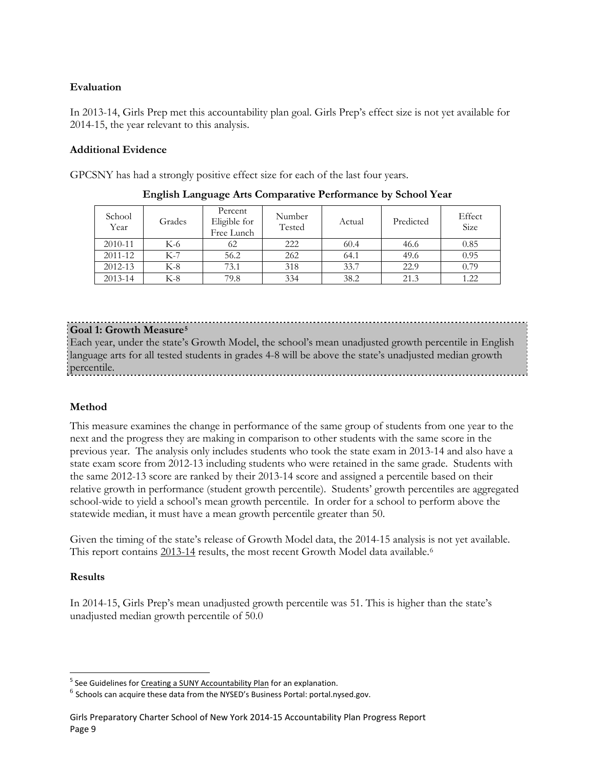**Evaluation**

In 2013-14, Girls Prep met this accountability plan goal. Girls Prep's effect size is not yet available for 2014-15, the year relevant to this analysis.

**Additional Evidence**

GPCSNY has had a strongly positive effect size for each of the last four years.

**English Language Arts Comparative Performance by School Year**

| School Year | Grades | Percent Eligible for Free Lunch | Number Tested | Actual | Predicted | Effect Size |
|---|---|---|---|---|---|---|
| 2010-11 | K-6 | 62 | 222 | 60.4 | 46.6 | 0.85 |
| 2011-12 | K-7 | 56.2 | 262 | 64.1 | 49.6 | 0.95 |
| 2012-13 | K-8 | 73.1 | 318 | 33.7 | 22.9 | 0.79 |
| 2013-14 | K-8 | 79.8 | 334 | 38.2 | 21.3 | 1.22 |

**Goal 1: Growth Measure**[5]

Each year, under the state's Growth Model, the school's mean unadjusted growth percentile in English language arts for all tested students in grades 4-8 will be above the state's unadjusted median growth percentile.

**Method**

This measure examines the change in performance of the same group of students from one year to the next and the progress they are making in comparison to other students with the same score in the previous year. The analysis only includes students who took the state exam in 2013-14 and also have a state exam score from 2012-13 including students who were retained in the same grade. Students with the same 2012-13 score are ranked by their 2013-14 score and assigned a percentile based on their relative growth in performance (student growth percentile). Students' growth percentiles are aggregated school-wide to yield a school's mean growth percentile. In order for a school to perform above the statewide median, it must have a mean growth percentile greater than 50.

Given the timing of the state's release of Growth Model data, the 2014-15 analysis is not yet available. This report contains 2013-14 results, the most recent Growth Model data available.[6]

**Results**

In 2014-15, Girls Prep's mean unadjusted growth percentile was 51. This is higher than the state's unadjusted median growth percentile of 50.0

---

[5] See Guidelines for Creating a SUNY Accountability Plan for an explanation.

[6] Schools can acquire these data from the NYSED's Business Portal: portal.nysed.gov.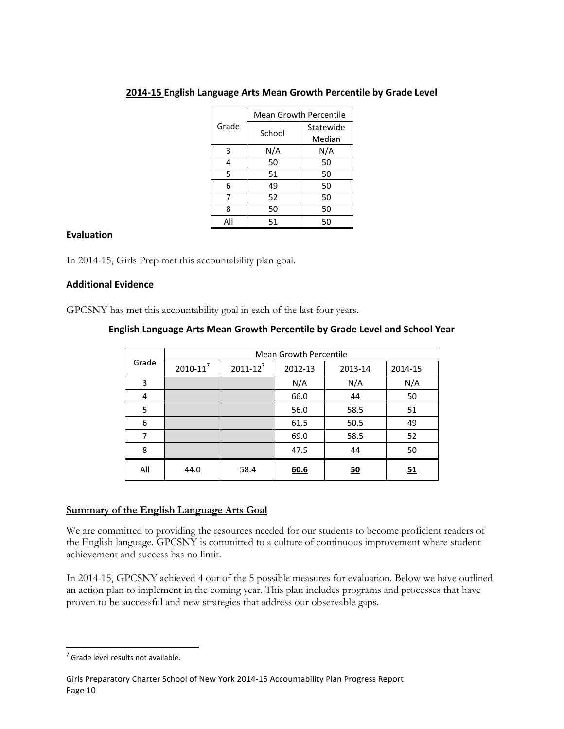### 2014-15 English Language Arts Mean Growth Percentile by Grade Level

| Grade | Mean Growth Percentile | |
|---|---|---|
| | School | Statewide Median |
| 3 | N/A | N/A |
| 4 | 50 | 50 |
| 5 | 51 | 50 |
| 6 | 49 | 50 |
| 7 | 52 | 50 |
| 8 | 50 | 50 |
| All | <u>51</u> | 50 |

**Evaluation**

In 2014-15, Girls Prep met this accountability plan goal.

**Additional Evidence**

GPCSNY has met this accountability goal in each of the last four years.

**English Language Arts Mean Growth Percentile by Grade Level and School Year**

| Grade | Mean Growth Percentile | | | | |
|---|---|---|---|---|---|
| | 2010-11[7] | 2011-12[7] | 2012-13 | 2013-14 | 2014-15 |
| 3 | | | N/A | N/A | N/A |
| 4 | | | 66.0 | 44 | 50 |
| 5 | | | 56.0 | 58.5 | 51 |
| 6 | | | 61.5 | 50.5 | 49 |
| 7 | | | 69.0 | 58.5 | 52 |
| 8 | | | 47.5 | 44 | 50 |
| All | 44.0 | 58.4 | **<u>60.6</u>** | **<u>50</u>** | **<u>51</u>** |

**<u>Summary of the English Language Arts Goal</u>**

We are committed to providing the resources needed for our students to become proficient readers of the English language. GPCSNY is committed to a culture of continuous improvement where student achievement and success has no limit.

In 2014-15, GPCSNY achieved 4 out of the 5 possible measures for evaluation. Below we have outlined an action plan to implement in the coming year. This plan includes programs and processes that have proven to be successful and new strategies that address our observable gaps.

[7] Grade level results not available.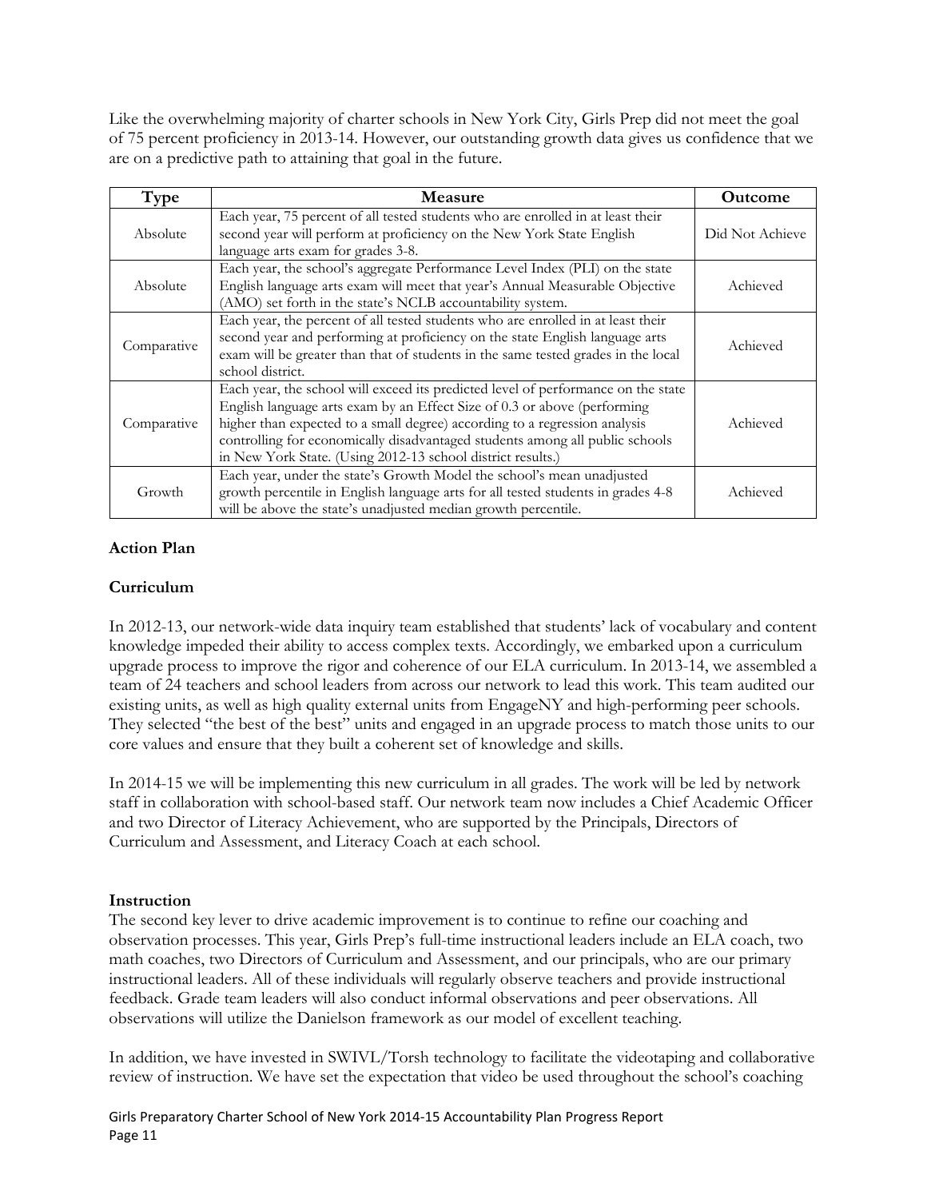Like the overwhelming majority of charter schools in New York City, Girls Prep did not meet the goal of 75 percent proficiency in 2013-14. However, our outstanding growth data gives us confidence that we are on a predictive path to attaining that goal in the future.

| Type | Measure | Outcome |
|---|---|---|
| Absolute | Each year, 75 percent of all tested students who are enrolled in at least their second year will perform at proficiency on the New York State English language arts exam for grades 3-8. | Did Not Achieve |
| Absolute | Each year, the school's aggregate Performance Level Index (PLI) on the state English language arts exam will meet that year's Annual Measurable Objective (AMO) set forth in the state's NCLB accountability system. | Achieved |
| Comparative | Each year, the percent of all tested students who are enrolled in at least their second year and performing at proficiency on the state English language arts exam will be greater than that of students in the same tested grades in the local school district. | Achieved |
| Comparative | Each year, the school will exceed its predicted level of performance on the state English language arts exam by an Effect Size of 0.3 or above (performing higher than expected to a small degree) according to a regression analysis controlling for economically disadvantaged students among all public schools in New York State. (Using 2012-13 school district results.) | Achieved |
| Growth | Each year, under the state's Growth Model the school's mean unadjusted growth percentile in English language arts for all tested students in grades 4-8 will be above the state's unadjusted median growth percentile. | Achieved |

**Action Plan**

**Curriculum**

In 2012-13, our network-wide data inquiry team established that students' lack of vocabulary and content knowledge impeded their ability to access complex texts. Accordingly, we embarked upon a curriculum upgrade process to improve the rigor and coherence of our ELA curriculum. In 2013-14, we assembled a team of 24 teachers and school leaders from across our network to lead this work. This team audited our existing units, as well as high quality external units from EngageNY and high-performing peer schools. They selected "the best of the best" units and engaged in an upgrade process to match those units to our core values and ensure that they built a coherent set of knowledge and skills.

In 2014-15 we will be implementing this new curriculum in all grades. The work will be led by network staff in collaboration with school-based staff. Our network team now includes a Chief Academic Officer and two Director of Literacy Achievement, who are supported by the Principals, Directors of Curriculum and Assessment, and Literacy Coach at each school.

**Instruction**

The second key lever to drive academic improvement is to continue to refine our coaching and observation processes. This year, Girls Prep's full-time instructional leaders include an ELA coach, two math coaches, two Directors of Curriculum and Assessment, and our principals, who are our primary instructional leaders. All of these individuals will regularly observe teachers and provide instructional feedback. Grade team leaders will also conduct informal observations and peer observations. All observations will utilize the Danielson framework as our model of excellent teaching.

In addition, we have invested in SWIVL/Torsh technology to facilitate the videotaping and collaborative review of instruction. We have set the expectation that video be used throughout the school's coaching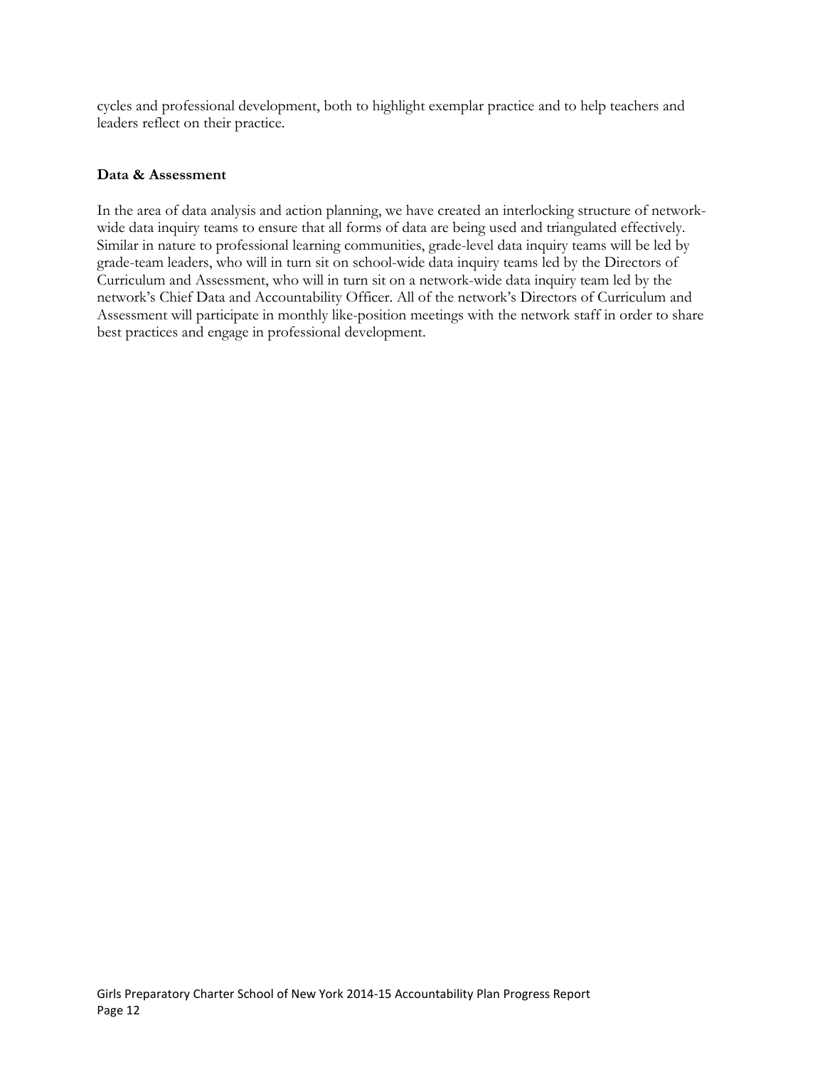cycles and professional development, both to highlight exemplar practice and to help teachers and leaders reflect on their practice.

**Data & Assessment**

In the area of data analysis and action planning, we have created an interlocking structure of network-wide data inquiry teams to ensure that all forms of data are being used and triangulated effectively. Similar in nature to professional learning communities, grade-level data inquiry teams will be led by grade-team leaders, who will in turn sit on school-wide data inquiry teams led by the Directors of Curriculum and Assessment, who will in turn sit on a network-wide data inquiry team led by the network's Chief Data and Accountability Officer. All of the network's Directors of Curriculum and Assessment will participate in monthly like-position meetings with the network staff in order to share best practices and engage in professional development.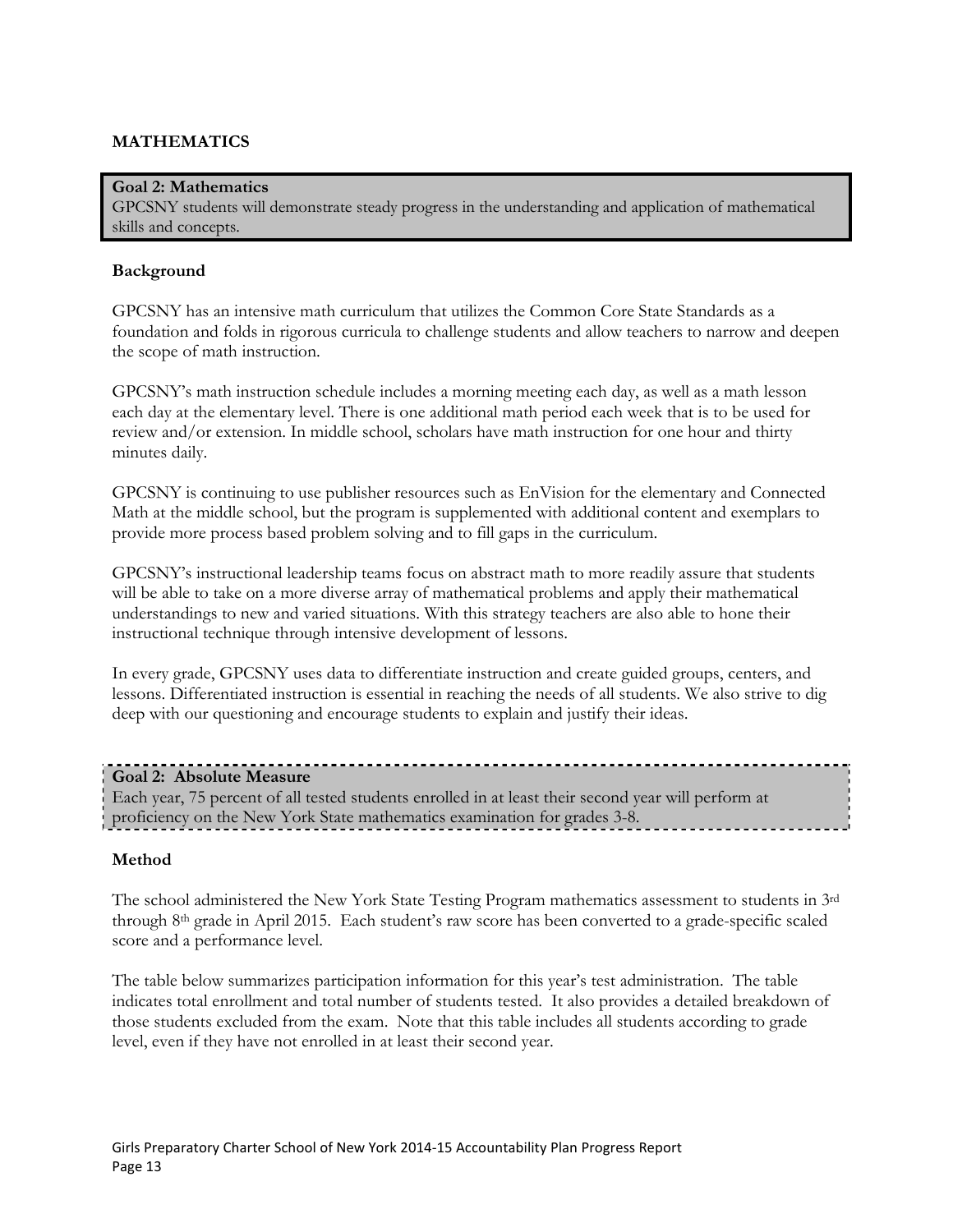## MATHEMATICS

**Goal 2: Mathematics**
GPCSNY students will demonstrate steady progress in the understanding and application of mathematical skills and concepts.

### Background

GPCSNY has an intensive math curriculum that utilizes the Common Core State Standards as a foundation and folds in rigorous curricula to challenge students and allow teachers to narrow and deepen the scope of math instruction.

GPCSNY's math instruction schedule includes a morning meeting each day, as well as a math lesson each day at the elementary level. There is one additional math period each week that is to be used for review and/or extension. In middle school, scholars have math instruction for one hour and thirty minutes daily.

GPCSNY is continuing to use publisher resources such as EnVision for the elementary and Connected Math at the middle school, but the program is supplemented with additional content and exemplars to provide more process based problem solving and to fill gaps in the curriculum.

GPCSNY's instructional leadership teams focus on abstract math to more readily assure that students will be able to take on a more diverse array of mathematical problems and apply their mathematical understandings to new and varied situations. With this strategy teachers are also able to hone their instructional technique through intensive development of lessons.

In every grade, GPCSNY uses data to differentiate instruction and create guided groups, centers, and lessons. Differentiated instruction is essential in reaching the needs of all students. We also strive to dig deep with our questioning and encourage students to explain and justify their ideas.

**Goal 2: Absolute Measure**
Each year, 75 percent of all tested students enrolled in at least their second year will perform at proficiency on the New York State mathematics examination for grades 3-8.

### Method

The school administered the New York State Testing Program mathematics assessment to students in 3rd through 8th grade in April 2015. Each student's raw score has been converted to a grade-specific scaled score and a performance level.

The table below summarizes participation information for this year's test administration. The table indicates total enrollment and total number of students tested. It also provides a detailed breakdown of those students excluded from the exam. Note that this table includes all students according to grade level, even if they have not enrolled in at least their second year.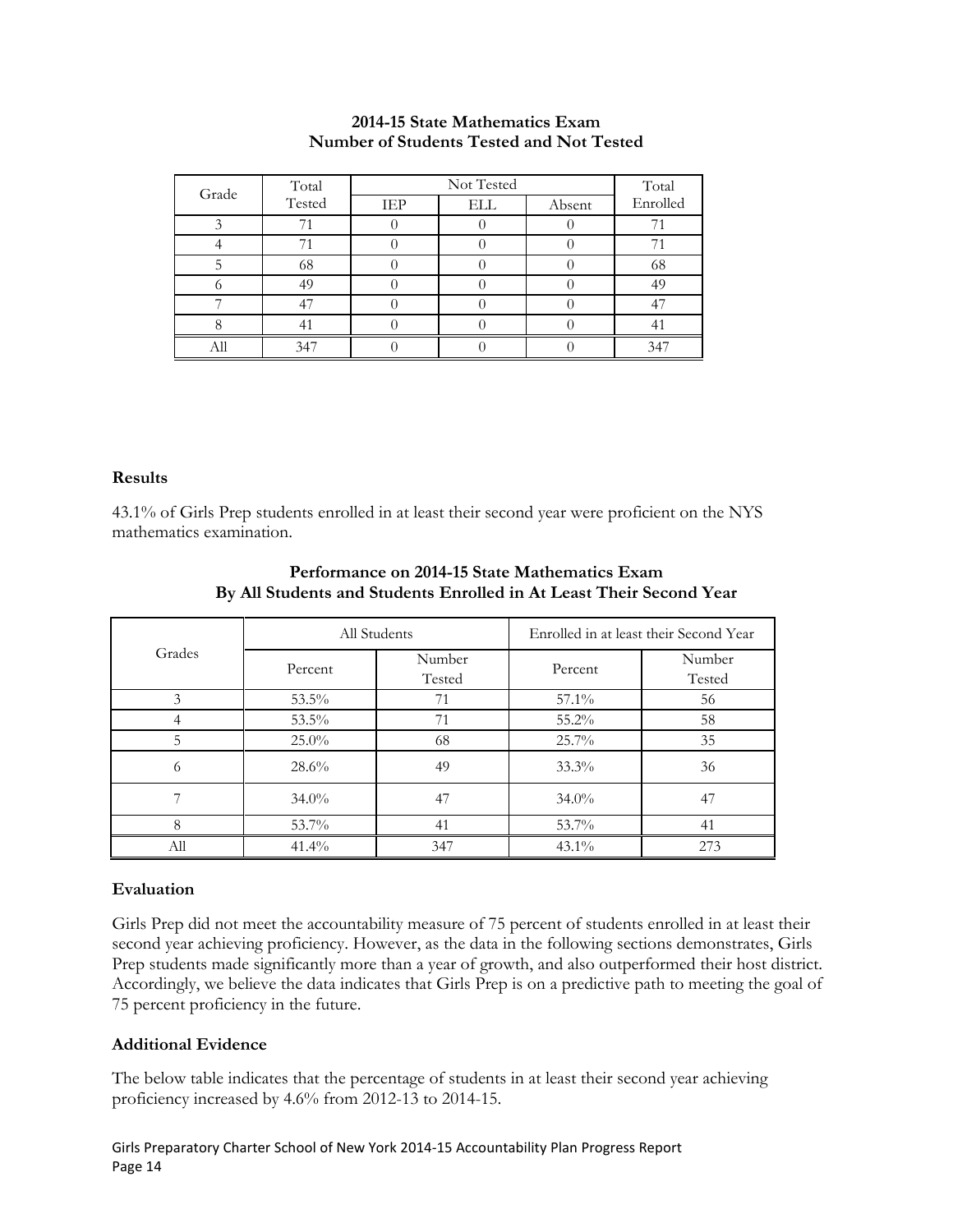**2014-15 State Mathematics Exam**
**Number of Students Tested and Not Tested**

| Grade | Total Tested | Not Tested | | | Total Enrolled |
|---|---|---|---|---|---|
| | | IEP | ELL | Absent | |
| 3 | 71 | 0 | 0 | 0 | 71 |
| 4 | 71 | 0 | 0 | 0 | 71 |
| 5 | 68 | 0 | 0 | 0 | 68 |
| 6 | 49 | 0 | 0 | 0 | 49 |
| 7 | 47 | 0 | 0 | 0 | 47 |
| 8 | 41 | 0 | 0 | 0 | 41 |
| All | 347 | 0 | 0 | 0 | 347 |

### Results

43.1% of Girls Prep students enrolled in at least their second year were proficient on the NYS mathematics examination.

**Performance on 2014-15 State Mathematics Exam**
**By All Students and Students Enrolled in At Least Their Second Year**

| Grades | All Students | | Enrolled in at least their Second Year | |
|---|---|---|---|---|
| | Percent | Number Tested | Percent | Number Tested |
| 3 | 53.5% | 71 | 57.1% | 56 |
| 4 | 53.5% | 71 | 55.2% | 58 |
| 5 | 25.0% | 68 | 25.7% | 35 |
| 6 | 28.6% | 49 | 33.3% | 36 |
| 7 | 34.0% | 47 | 34.0% | 47 |
| 8 | 53.7% | 41 | 53.7% | 41 |
| All | 41.4% | 347 | 43.1% | 273 |

### Evaluation

Girls Prep did not meet the accountability measure of 75 percent of students enrolled in at least their second year achieving proficiency. However, as the data in the following sections demonstrates, Girls Prep students made significantly more than a year of growth, and also outperformed their host district. Accordingly, we believe the data indicates that Girls Prep is on a predictive path to meeting the goal of 75 percent proficiency in the future.

### Additional Evidence

The below table indicates that the percentage of students in at least their second year achieving proficiency increased by 4.6% from 2012-13 to 2014-15.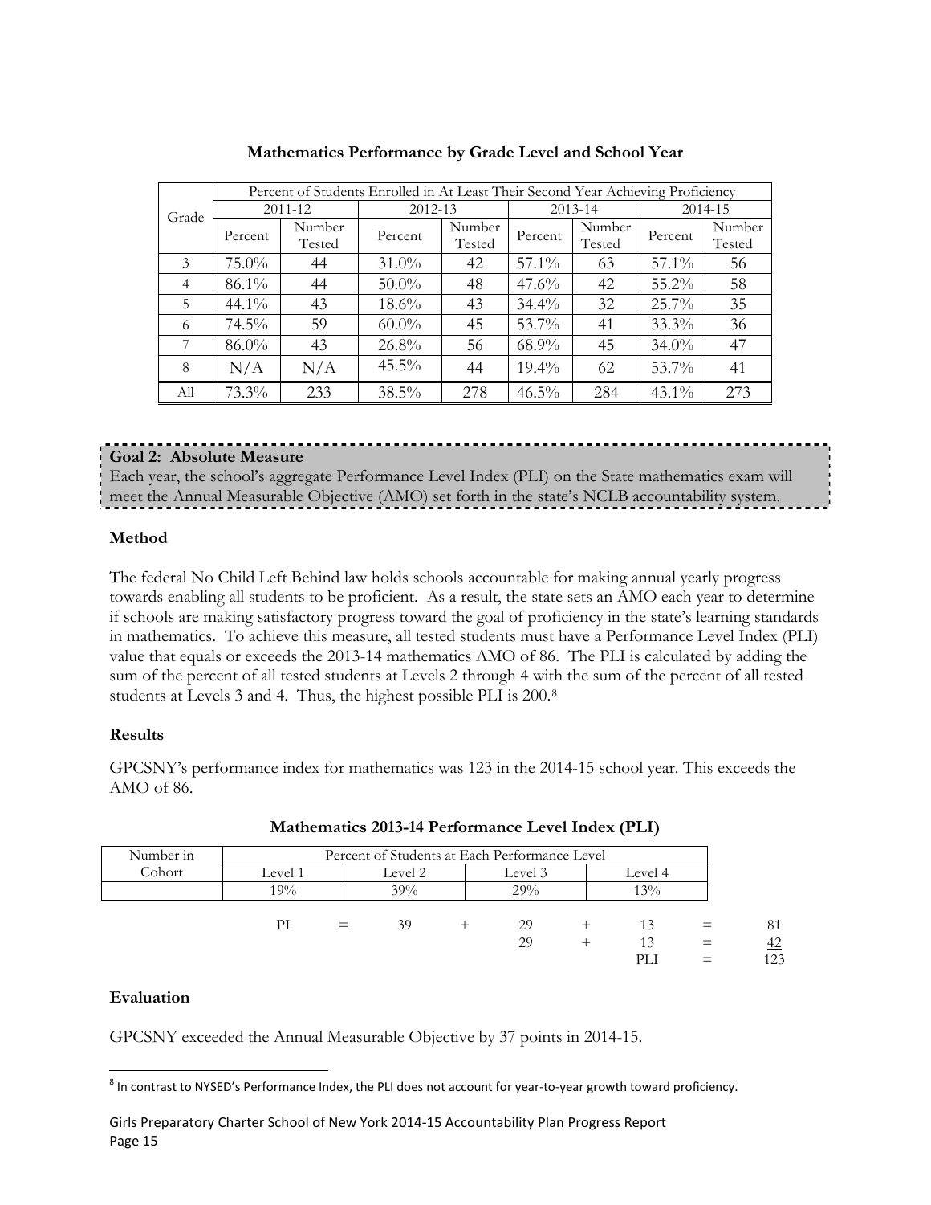**Mathematics Performance by Grade Level and School Year**

| Grade | Percent of Students Enrolled in At Least Their Second Year Achieving Proficiency | | | | | | | |
|---|---|---|---|---|---|---|---|---|
| | 2011-12 | | 2012-13 | | 2013-14 | | 2014-15 | |
| | Percent | Number Tested | Percent | Number Tested | Percent | Number Tested | Percent | Number Tested |
| 3 | 75.0% | 44 | 31.0% | 42 | 57.1% | 63 | 57.1% | 56 |
| 4 | 86.1% | 44 | 50.0% | 48 | 47.6% | 42 | 55.2% | 58 |
| 5 | 44.1% | 43 | 18.6% | 43 | 34.4% | 32 | 25.7% | 35 |
| 6 | 74.5% | 59 | 60.0% | 45 | 53.7% | 41 | 33.3% | 36 |
| 7 | 86.0% | 43 | 26.8% | 56 | 68.9% | 45 | 34.0% | 47 |
| 8 | N/A | N/A | 45.5% | 44 | 19.4% | 62 | 53.7% | 41 |
| All | 73.3% | 233 | 38.5% | 278 | 46.5% | 284 | 43.1% | 273 |

**Goal 2: Absolute Measure**
Each year, the school's aggregate Performance Level Index (PLI) on the State mathematics exam will meet the Annual Measurable Objective (AMO) set forth in the state's NCLB accountability system.

### Method

The federal No Child Left Behind law holds schools accountable for making annual yearly progress towards enabling all students to be proficient. As a result, the state sets an AMO each year to determine if schools are making satisfactory progress toward the goal of proficiency in the state's learning standards in mathematics. To achieve this measure, all tested students must have a Performance Level Index (PLI) value that equals or exceeds the 2013-14 mathematics AMO of 86. The PLI is calculated by adding the sum of the percent of all tested students at Levels 2 through 4 with the sum of the percent of all tested students at Levels 3 and 4. Thus, the highest possible PLI is 200.[8]

### Results

GPCSNY's performance index for mathematics was 123 in the 2014-15 school year. This exceeds the AMO of 86.

**Mathematics 2013-14 Performance Level Index (PLI)**

| Number in Cohort | Percent of Students at Each Performance Level | | | |
|---|---|---|---|---|
| | Level 1 | Level 2 | Level 3 | Level 4 |
| | 19% | 39% | 29% | 13% |

| | | | | | | | | |
|---|---|---|---|---|---|---|---|---|
| PI | = | 39 | + | 29 | + | 13 | = | 81 |
| | | | | 29 | + | 13 | = | 42 |
| | | | | | | PLI | = | 123 |

### Evaluation

GPCSNY exceeded the Annual Measurable Objective by 37 points in 2014-15.

[8] In contrast to NYSED's Performance Index, the PLI does not account for year-to-year growth toward proficiency.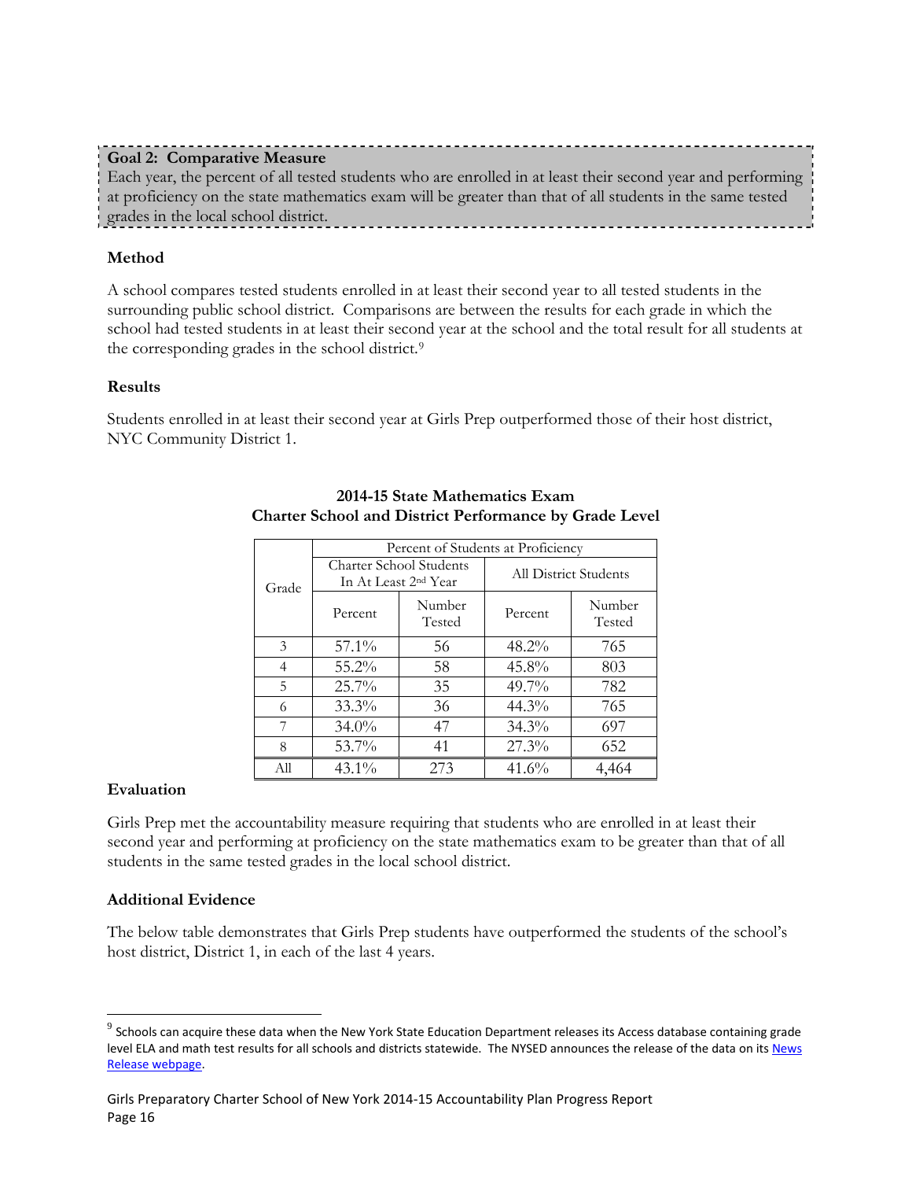**Goal 2: Comparative Measure**
Each year, the percent of all tested students who are enrolled in at least their second year and performing at proficiency on the state mathematics exam will be greater than that of all students in the same tested grades in the local school district.

**Method**

A school compares tested students enrolled in at least their second year to all tested students in the surrounding public school district. Comparisons are between the results for each grade in which the school had tested students in at least their second year at the school and the total result for all students at the corresponding grades in the school district.[9]

**Results**

Students enrolled in at least their second year at Girls Prep outperformed those of their host district, NYC Community District 1.

**2014-15 State Mathematics Exam**
**Charter School and District Performance by Grade Level**

| Grade | Percent of Students at Proficiency | | | |
|---|---|---|---|---|
| | Charter School Students In At Least 2nd Year | | All District Students | |
| | Percent | Number Tested | Percent | Number Tested |
| 3 | 57.1% | 56 | 48.2% | 765 |
| 4 | 55.2% | 58 | 45.8% | 803 |
| 5 | 25.7% | 35 | 49.7% | 782 |
| 6 | 33.3% | 36 | 44.3% | 765 |
| 7 | 34.0% | 47 | 34.3% | 697 |
| 8 | 53.7% | 41 | 27.3% | 652 |
| All | 43.1% | 273 | 41.6% | 4,464 |

**Evaluation**

Girls Prep met the accountability measure requiring that students who are enrolled in at least their second year and performing at proficiency on the state mathematics exam to be greater than that of all students in the same tested grades in the local school district.

**Additional Evidence**

The below table demonstrates that Girls Prep students have outperformed the students of the school's host district, District 1, in each of the last 4 years.

---

[9] Schools can acquire these data when the New York State Education Department releases its Access database containing grade level ELA and math test results for all schools and districts statewide. The NYSED announces the release of the data on its News Release webpage.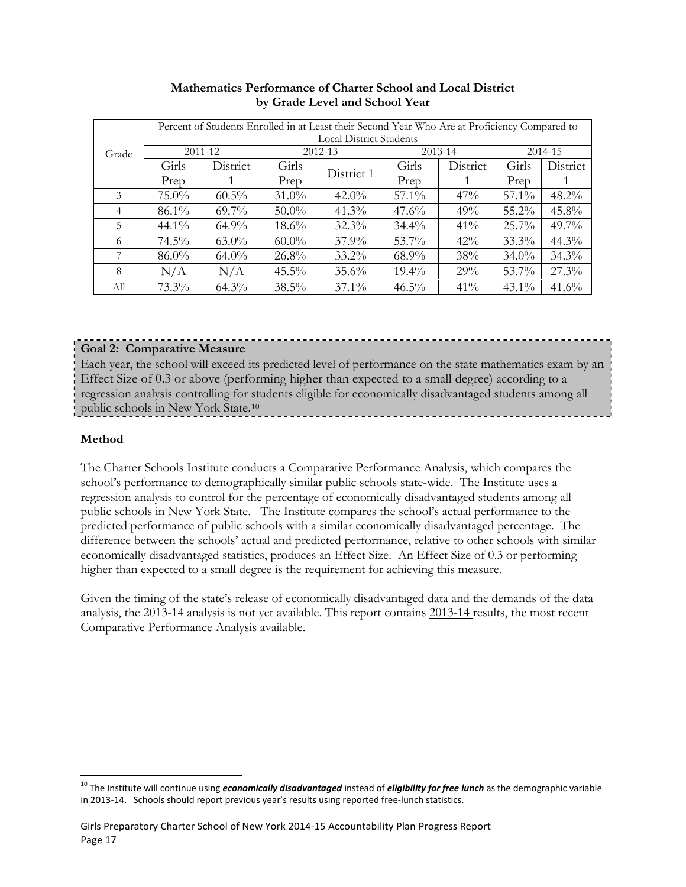**Mathematics Performance of Charter School and Local District by Grade Level and School Year**

| Grade | Percent of Students Enrolled in at Least their Second Year Who Are at Proficiency Compared to Local District Students | | | | | | | |
|---|---|---|---|---|---|---|---|---|
| | 2011-12 | | 2012-13 | | 2013-14 | | 2014-15 | |
| | Girls Prep | District 1 | Girls Prep | District 1 | Girls Prep | District 1 | Girls Prep | District 1 |
| 3 | 75.0% | 60.5% | 31.0% | 42.0% | 57.1% | 47% | 57.1% | 48.2% |
| 4 | 86.1% | 69.7% | 50.0% | 41.3% | 47.6% | 49% | 55.2% | 45.8% |
| 5 | 44.1% | 64.9% | 18.6% | 32.3% | 34.4% | 41% | 25.7% | 49.7% |
| 6 | 74.5% | 63.0% | 60.0% | 37.9% | 53.7% | 42% | 33.3% | 44.3% |
| 7 | 86.0% | 64.0% | 26.8% | 33.2% | 68.9% | 38% | 34.0% | 34.3% |
| 8 | N/A | N/A | 45.5% | 35.6% | 19.4% | 29% | 53.7% | 27.3% |
| All | 73.3% | 64.3% | 38.5% | 37.1% | 46.5% | 41% | 43.1% | 41.6% |

**Goal 2: Comparative Measure**

Each year, the school will exceed its predicted level of performance on the state mathematics exam by an Effect Size of 0.3 or above (performing higher than expected to a small degree) according to a regression analysis controlling for students eligible for economically disadvantaged students among all public schools in New York State.[10]

**Method**

The Charter Schools Institute conducts a Comparative Performance Analysis, which compares the school's performance to demographically similar public schools state-wide. The Institute uses a regression analysis to control for the percentage of economically disadvantaged students among all public schools in New York State. The Institute compares the school's actual performance to the predicted performance of public schools with a similar economically disadvantaged percentage. The difference between the schools' actual and predicted performance, relative to other schools with similar economically disadvantaged statistics, produces an Effect Size. An Effect Size of 0.3 or performing higher than expected to a small degree is the requirement for achieving this measure.

Given the timing of the state's release of economically disadvantaged data and the demands of the data analysis, the 2013-14 analysis is not yet available. This report contains 2013-14 results, the most recent Comparative Performance Analysis available.

[10] The Institute will continue using ***economically disadvantaged*** instead of ***eligibility for free lunch*** as the demographic variable in 2013-14. Schools should report previous year's results using reported free-lunch statistics.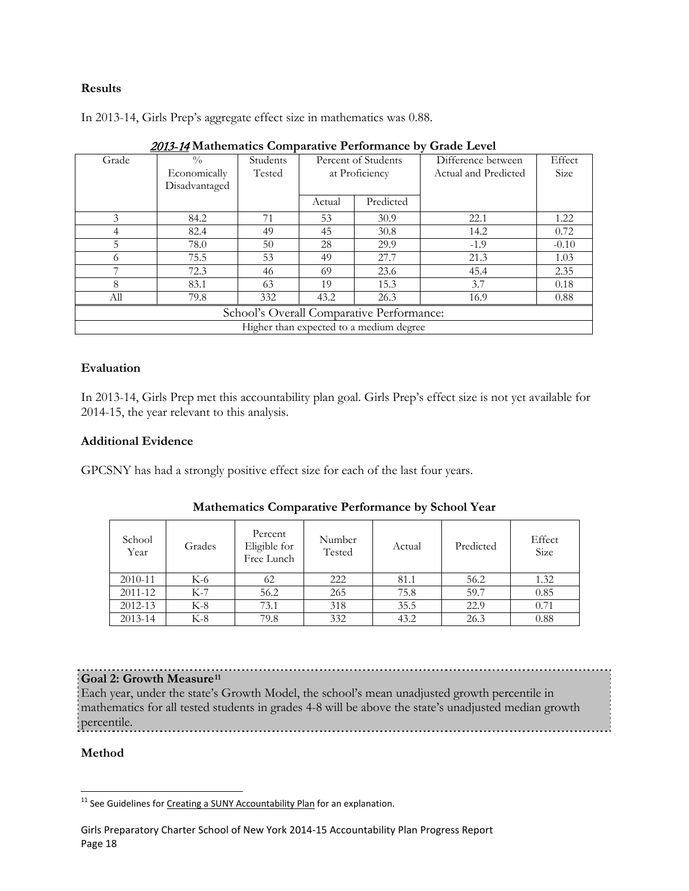**Results**

In 2013-14, Girls Prep's aggregate effect size in mathematics was 0.88.

***2013-14* Mathematics Comparative Performance by Grade Level**

| Grade | % Economically Disadvantaged | Students Tested | Percent of Students at Proficiency | | Difference between Actual and Predicted | Effect Size |
|---|---|---|---|---|---|---|
| | | | Actual | Predicted | | |
| 3 | 84.2 | 71 | 53 | 30.9 | 22.1 | 1.22 |
| 4 | 82.4 | 49 | 45 | 30.8 | 14.2 | 0.72 |
| 5 | 78.0 | 50 | 28 | 29.9 | -1.9 | -0.10 |
| 6 | 75.5 | 53 | 49 | 27.7 | 21.3 | 1.03 |
| 7 | 72.3 | 46 | 69 | 23.6 | 45.4 | 2.35 |
| 8 | 83.1 | 63 | 19 | 15.3 | 3.7 | 0.18 |
| All | 79.8 | 332 | 43.2 | 26.3 | 16.9 | 0.88 |
| School's Overall Comparative Performance: | | | | | | |
| Higher than expected to a medium degree | | | | | | |

**Evaluation**

In 2013-14, Girls Prep met this accountability plan goal. Girls Prep's effect size is not yet available for 2014-15, the year relevant to this analysis.

**Additional Evidence**

GPCSNY has had a strongly positive effect size for each of the last four years.

**Mathematics Comparative Performance by School Year**

| School Year | Grades | Percent Eligible for Free Lunch | Number Tested | Actual | Predicted | Effect Size |
|---|---|---|---|---|---|---|
| 2010-11 | K-6 | 62 | 222 | 81.1 | 56.2 | 1.32 |
| 2011-12 | K-7 | 56.2 | 265 | 75.8 | 59.7 | 0.85 |
| 2012-13 | K-8 | 73.1 | 318 | 35.5 | 22.9 | 0.71 |
| 2013-14 | K-8 | 79.8 | 332 | 43.2 | 26.3 | 0.88 |

**Goal 2: Growth Measure[11]**
Each year, under the state's Growth Model, the school's mean unadjusted growth percentile in mathematics for all tested students in grades 4-8 will be above the state's unadjusted median growth percentile.

**Method**

[11] See Guidelines for Creating a SUNY Accountability Plan for an explanation.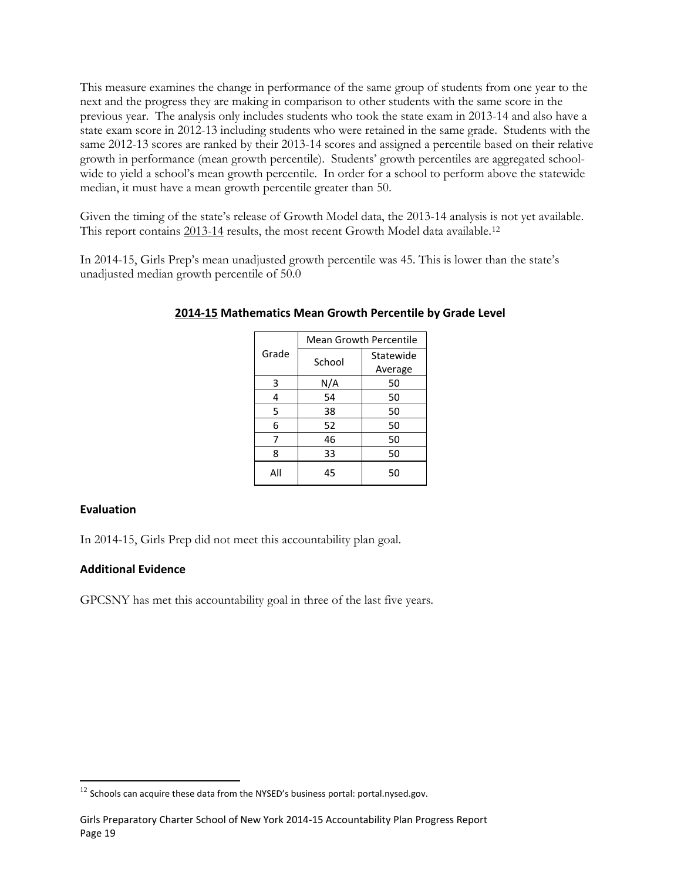This measure examines the change in performance of the same group of students from one year to the next and the progress they are making in comparison to other students with the same score in the previous year. The analysis only includes students who took the state exam in 2013-14 and also have a state exam score in 2012-13 including students who were retained in the same grade. Students with the same 2012-13 scores are ranked by their 2013-14 scores and assigned a percentile based on their relative growth in performance (mean growth percentile). Students' growth percentiles are aggregated school-wide to yield a school's mean growth percentile. In order for a school to perform above the statewide median, it must have a mean growth percentile greater than 50.

Given the timing of the state's release of Growth Model data, the 2013-14 analysis is not yet available. This report contains 2013-14 results, the most recent Growth Model data available.[12]

In 2014-15, Girls Prep's mean unadjusted growth percentile was 45. This is lower than the state's unadjusted median growth percentile of 50.0

**2014-15 Mathematics Mean Growth Percentile by Grade Level**

| Grade | Mean Growth Percentile | |
|---|---|---|
| | School | Statewide Average |
| 3 | N/A | 50 |
| 4 | 54 | 50 |
| 5 | 38 | 50 |
| 6 | 52 | 50 |
| 7 | 46 | 50 |
| 8 | 33 | 50 |
| All | 45 | 50 |

### Evaluation

In 2014-15, Girls Prep did not meet this accountability plan goal.

### Additional Evidence

GPCSNY has met this accountability goal in three of the last five years.

[12] Schools can acquire these data from the NYSED's business portal: portal.nysed.gov.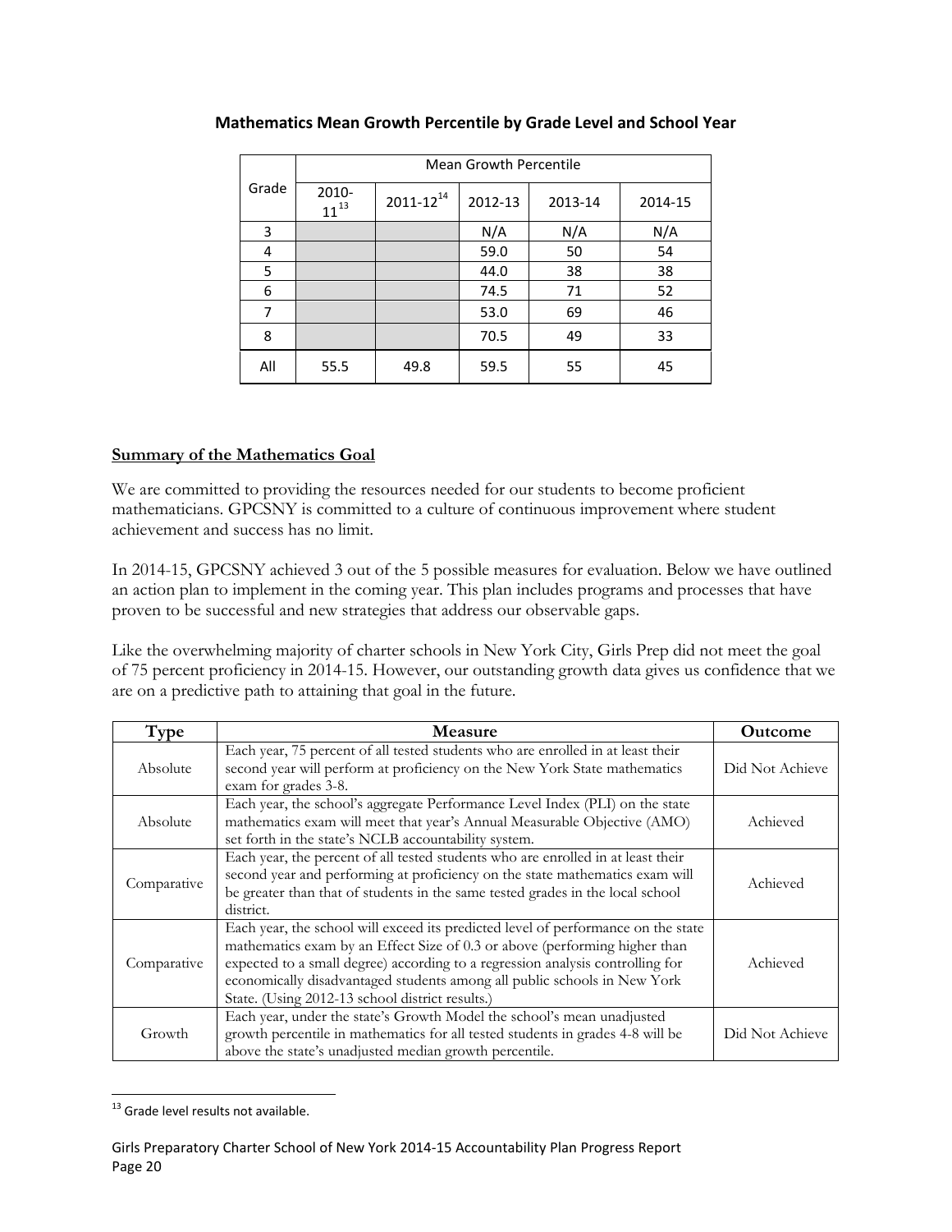**Mathematics Mean Growth Percentile by Grade Level and School Year**

| Grade | Mean Growth Percentile | | | | |
|---|---|---|---|---|---|
| | 2010-11[13] | 2011-12[14] | 2012-13 | 2013-14 | 2014-15 |
| 3 | | | N/A | N/A | N/A |
| 4 | | | 59.0 | 50 | 54 |
| 5 | | | 44.0 | 38 | 38 |
| 6 | | | 74.5 | 71 | 52 |
| 7 | | | 53.0 | 69 | 46 |
| 8 | | | 70.5 | 49 | 33 |
| All | 55.5 | 49.8 | 59.5 | 55 | 45 |

**Summary of the Mathematics Goal**

We are committed to providing the resources needed for our students to become proficient mathematicians. GPCSNY is committed to a culture of continuous improvement where student achievement and success has no limit.

In 2014-15, GPCSNY achieved 3 out of the 5 possible measures for evaluation. Below we have outlined an action plan to implement in the coming year. This plan includes programs and processes that have proven to be successful and new strategies that address our observable gaps.

Like the overwhelming majority of charter schools in New York City, Girls Prep did not meet the goal of 75 percent proficiency in 2014-15. However, our outstanding growth data gives us confidence that we are on a predictive path to attaining that goal in the future.

| Type | Measure | Outcome |
|---|---|---|
| Absolute | Each year, 75 percent of all tested students who are enrolled in at least their second year will perform at proficiency on the New York State mathematics exam for grades 3-8. | Did Not Achieve |
| Absolute | Each year, the school's aggregate Performance Level Index (PLI) on the state mathematics exam will meet that year's Annual Measurable Objective (AMO) set forth in the state's NCLB accountability system. | Achieved |
| Comparative | Each year, the percent of all tested students who are enrolled in at least their second year and performing at proficiency on the state mathematics exam will be greater than that of students in the same tested grades in the local school district. | Achieved |
| Comparative | Each year, the school will exceed its predicted level of performance on the state mathematics exam by an Effect Size of 0.3 or above (performing higher than expected to a small degree) according to a regression analysis controlling for economically disadvantaged students among all public schools in New York State. (Using 2012-13 school district results.) | Achieved |
| Growth | Each year, under the state's Growth Model the school's mean unadjusted growth percentile in mathematics for all tested students in grades 4-8 will be above the state's unadjusted median growth percentile. | Did Not Achieve |

[13] Grade level results not available.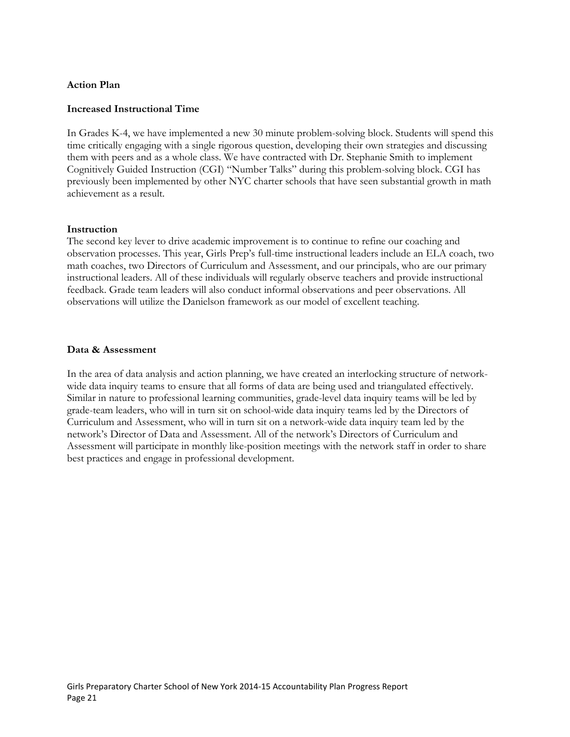**Action Plan**

**Increased Instructional Time**

In Grades K-4, we have implemented a new 30 minute problem-solving block. Students will spend this time critically engaging with a single rigorous question, developing their own strategies and discussing them with peers and as a whole class. We have contracted with Dr. Stephanie Smith to implement Cognitively Guided Instruction (CGI) "Number Talks" during this problem-solving block. CGI has previously been implemented by other NYC charter schools that have seen substantial growth in math achievement as a result.

**Instruction**

The second key lever to drive academic improvement is to continue to refine our coaching and observation processes. This year, Girls Prep's full-time instructional leaders include an ELA coach, two math coaches, two Directors of Curriculum and Assessment, and our principals, who are our primary instructional leaders. All of these individuals will regularly observe teachers and provide instructional feedback. Grade team leaders will also conduct informal observations and peer observations. All observations will utilize the Danielson framework as our model of excellent teaching.

**Data & Assessment**

In the area of data analysis and action planning, we have created an interlocking structure of network-wide data inquiry teams to ensure that all forms of data are being used and triangulated effectively. Similar in nature to professional learning communities, grade-level data inquiry teams will be led by grade-team leaders, who will in turn sit on school-wide data inquiry teams led by the Directors of Curriculum and Assessment, who will in turn sit on a network-wide data inquiry team led by the network's Director of Data and Assessment. All of the network's Directors of Curriculum and Assessment will participate in monthly like-position meetings with the network staff in order to share best practices and engage in professional development.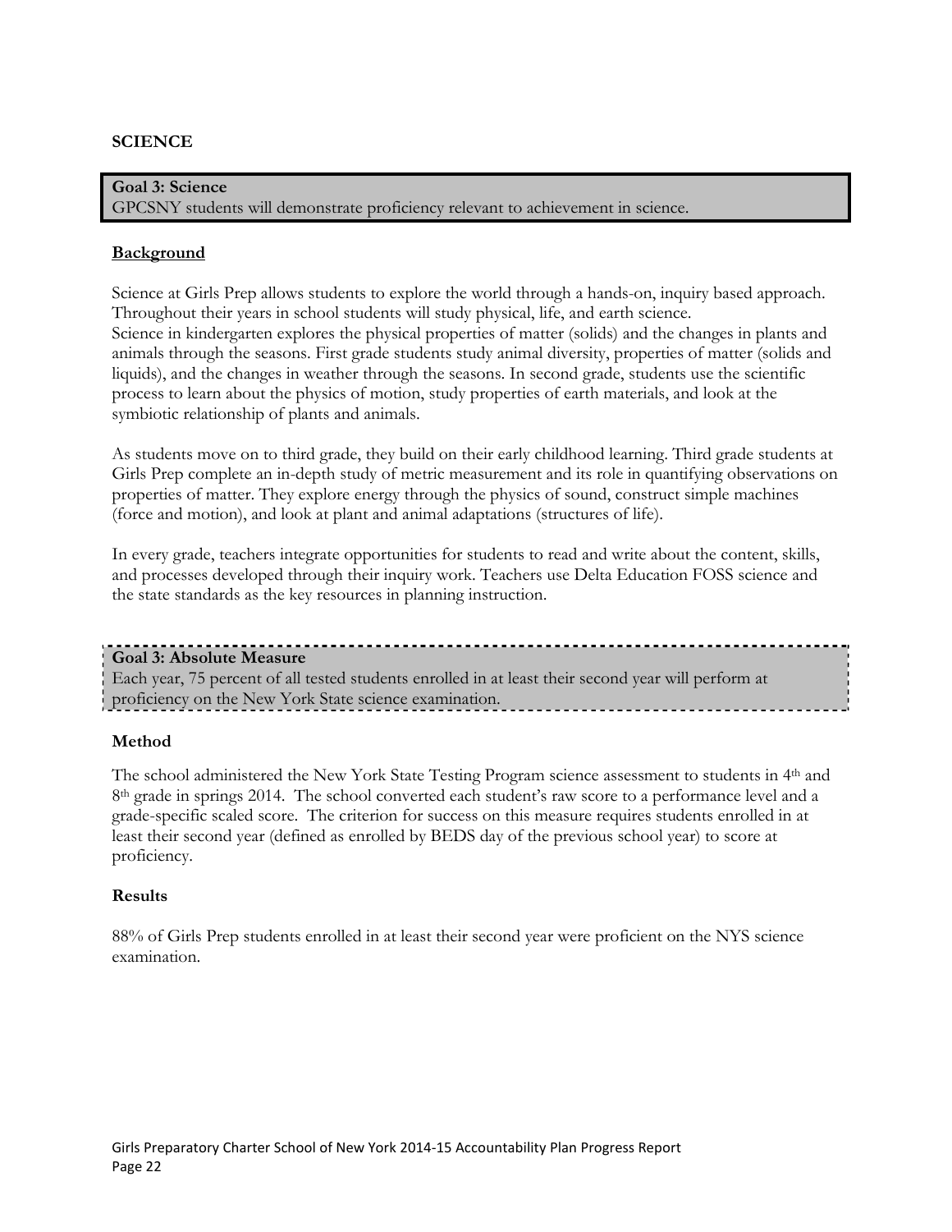## SCIENCE

**Goal 3: Science**
GPCSNY students will demonstrate proficiency relevant to achievement in science.

### Background

Science at Girls Prep allows students to explore the world through a hands-on, inquiry based approach. Throughout their years in school students will study physical, life, and earth science. Science in kindergarten explores the physical properties of matter (solids) and the changes in plants and animals through the seasons. First grade students study animal diversity, properties of matter (solids and liquids), and the changes in weather through the seasons. In second grade, students use the scientific process to learn about the physics of motion, study properties of earth materials, and look at the symbiotic relationship of plants and animals.

As students move on to third grade, they build on their early childhood learning. Third grade students at Girls Prep complete an in-depth study of metric measurement and its role in quantifying observations on properties of matter. They explore energy through the physics of sound, construct simple machines (force and motion), and look at plant and animal adaptations (structures of life).

In every grade, teachers integrate opportunities for students to read and write about the content, skills, and processes developed through their inquiry work. Teachers use Delta Education FOSS science and the state standards as the key resources in planning instruction.

**Goal 3: Absolute Measure**
Each year, 75 percent of all tested students enrolled in at least their second year will perform at proficiency on the New York State science examination.

### Method

The school administered the New York State Testing Program science assessment to students in 4th and 8th grade in springs 2014. The school converted each student's raw score to a performance level and a grade-specific scaled score. The criterion for success on this measure requires students enrolled in at least their second year (defined as enrolled by BEDS day of the previous school year) to score at proficiency.

### Results

88% of Girls Prep students enrolled in at least their second year were proficient on the NYS science examination.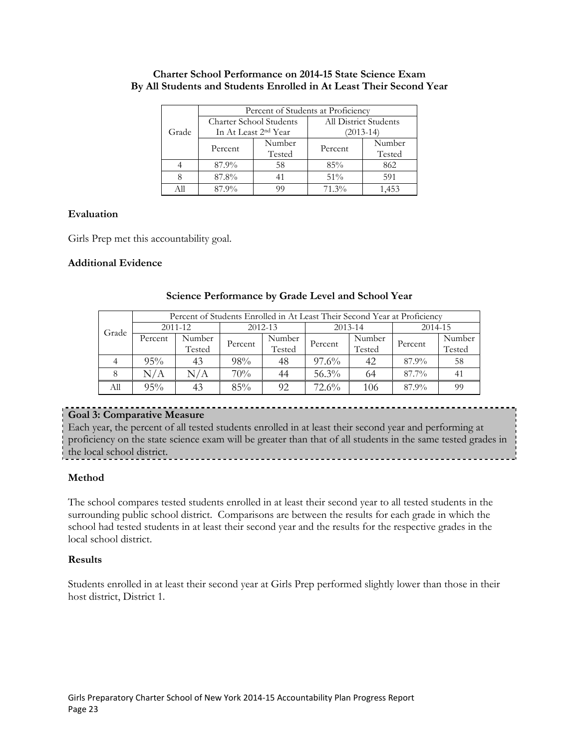**Charter School Performance on 2014-15 State Science Exam By All Students and Students Enrolled in At Least Their Second Year**

| Grade | Percent of Students at Proficiency | | | |
|---|---|---|---|---|
| | Charter School Students In At Least 2nd Year | | All District Students (2013-14) | |
| | Percent | Number Tested | Percent | Number Tested |
| 4 | 87.9% | 58 | 85% | 862 |
| 8 | 87.8% | 41 | 51% | 591 |
| All | 87.9% | 99 | 71.3% | 1,453 |

**Evaluation**

Girls Prep met this accountability goal.

**Additional Evidence**

**Science Performance by Grade Level and School Year**

| Grade | Percent of Students Enrolled in At Least Their Second Year at Proficiency | | | | | | | |
|---|---|---|---|---|---|---|---|---|
| | 2011-12 | | 2012-13 | | 2013-14 | | 2014-15 | |
| | Percent | Number Tested | Percent | Number Tested | Percent | Number Tested | Percent | Number Tested |
| 4 | 95% | 43 | 98% | 48 | 97.6% | 42 | 87.9% | 58 |
| 8 | N/A | N/A | 70% | 44 | 56.3% | 64 | 87.7% | 41 |
| All | 95% | 43 | 85% | 92 | 72.6% | 106 | 87.9% | 99 |

**Goal 3: Comparative Measure**
Each year, the percent of all tested students enrolled in at least their second year and performing at proficiency on the state science exam will be greater than that of all students in the same tested grades in the local school district.

**Method**

The school compares tested students enrolled in at least their second year to all tested students in the surrounding public school district. Comparisons are between the results for each grade in which the school had tested students in at least their second year and the results for the respective grades in the local school district.

**Results**

Students enrolled in at least their second year at Girls Prep performed slightly lower than those in their host district, District 1.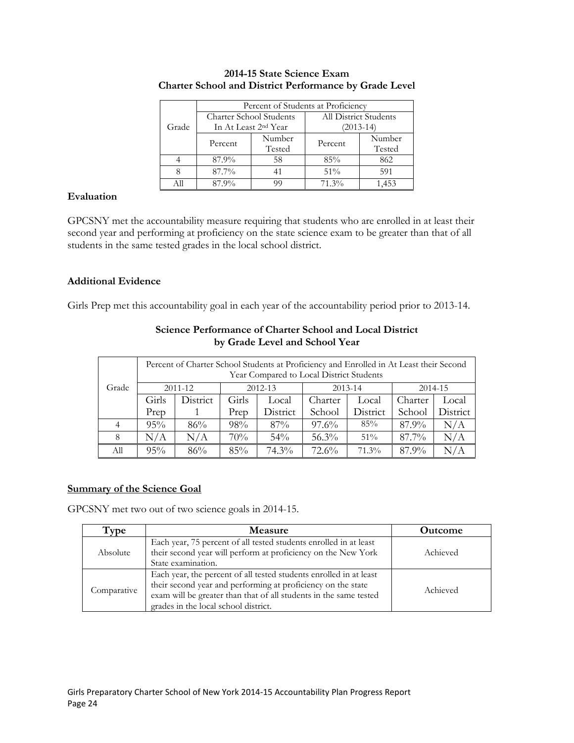**2014-15 State Science Exam**
**Charter School and District Performance by Grade Level**

| Grade | Percent of Students at Proficiency | | | |
|---|---|---|---|---|
| | Charter School Students In At Least 2nd Year | | All District Students (2013-14) | |
| | Percent | Number Tested | Percent | Number Tested |
| 4 | 87.9% | 58 | 85% | 862 |
| 8 | 87.7% | 41 | 51% | 591 |
| All | 87.9% | 99 | 71.3% | 1,453 |

### Evaluation

GPCSNY met the accountability measure requiring that students who are enrolled in at least their second year and performing at proficiency on the state science exam to be greater than that of all students in the same tested grades in the local school district.

### Additional Evidence

Girls Prep met this accountability goal in each year of the accountability period prior to 2013-14.

**Science Performance of Charter School and Local District**
**by Grade Level and School Year**

| Grade | Percent of Charter School Students at Proficiency and Enrolled in At Least their Second Year Compared to Local District Students | | | | | | | |
|---|---|---|---|---|---|---|---|---|
| | 2011-12 | | 2012-13 | | 2013-14 | | 2014-15 | |
| | Girls Prep | District 1 | Girls Prep | Local District | Charter School | Local District | Charter School | Local District |
| 4 | 95% | 86% | 98% | 87% | 97.6% | 85% | 87.9% | N/A |
| 8 | N/A | N/A | 70% | 54% | 56.3% | 51% | 87.7% | N/A |
| All | 95% | 86% | 85% | 74.3% | 72.6% | 71.3% | 87.9% | N/A |

### Summary of the Science Goal

GPCSNY met two out of two science goals in 2014-15.

| Type | Measure | Outcome |
|---|---|---|
| Absolute | Each year, 75 percent of all tested students enrolled in at least their second year will perform at proficiency on the New York State examination. | Achieved |
| Comparative | Each year, the percent of all tested students enrolled in at least their second year and performing at proficiency on the state exam will be greater than that of all students in the same tested grades in the local school district. | Achieved |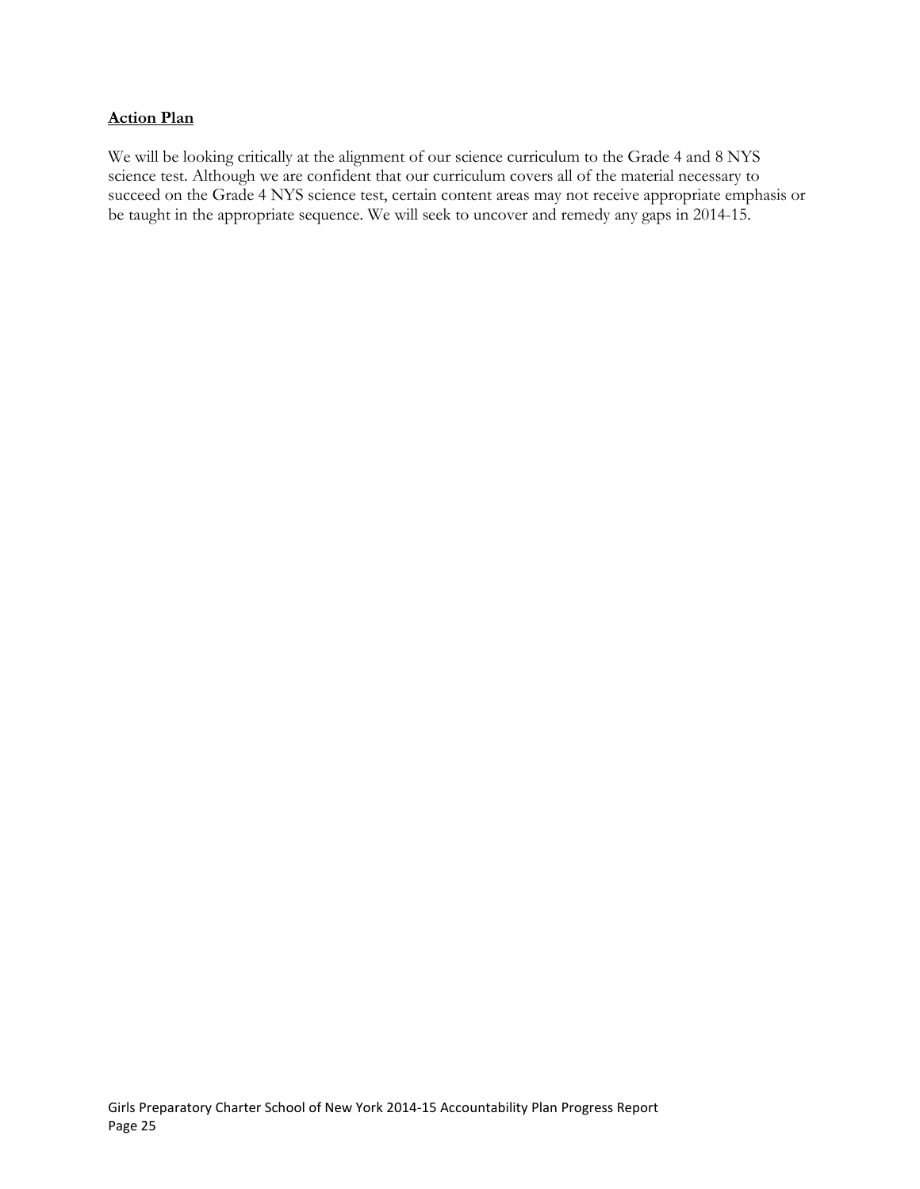**Action Plan**

We will be looking critically at the alignment of our science curriculum to the Grade 4 and 8 NYS science test. Although we are confident that our curriculum covers all of the material necessary to succeed on the Grade 4 NYS science test, certain content areas may not receive appropriate emphasis or be taught in the appropriate sequence. We will seek to uncover and remedy any gaps in 2014-15.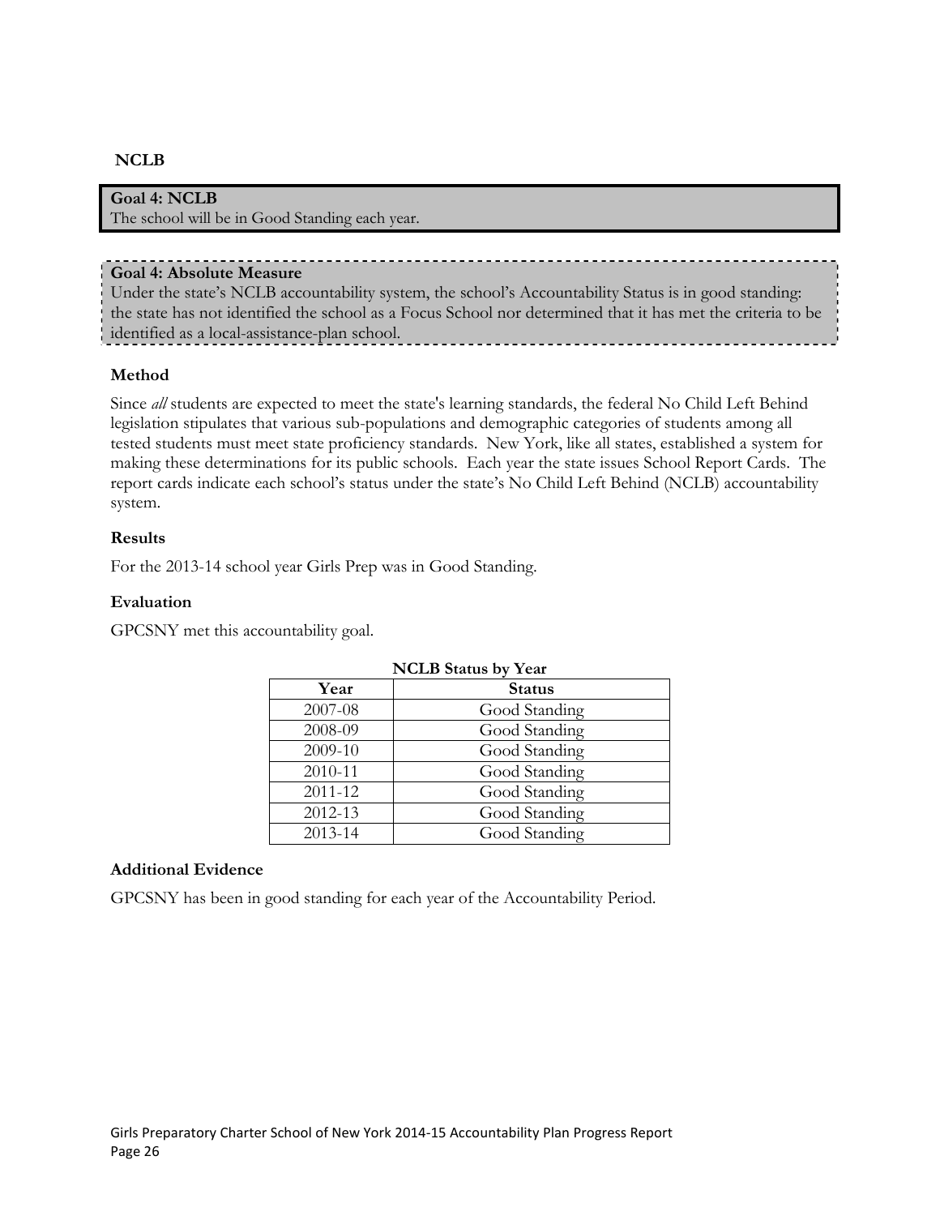## NCLB

**Goal 4: NCLB**
The school will be in Good Standing each year.

**Goal 4: Absolute Measure**
Under the state's NCLB accountability system, the school's Accountability Status is in good standing: the state has not identified the school as a Focus School nor determined that it has met the criteria to be identified as a local-assistance-plan school.

### Method

Since *all* students are expected to meet the state's learning standards, the federal No Child Left Behind legislation stipulates that various sub-populations and demographic categories of students among all tested students must meet state proficiency standards. New York, like all states, established a system for making these determinations for its public schools. Each year the state issues School Report Cards. The report cards indicate each school's status under the state's No Child Left Behind (NCLB) accountability system.

### Results

For the 2013-14 school year Girls Prep was in Good Standing.

### Evaluation

GPCSNY met this accountability goal.

**NCLB Status by Year**

| Year | Status |
|---|---|
| 2007-08 | Good Standing |
| 2008-09 | Good Standing |
| 2009-10 | Good Standing |
| 2010-11 | Good Standing |
| 2011-12 | Good Standing |
| 2012-13 | Good Standing |
| 2013-14 | Good Standing |

### Additional Evidence

GPCSNY has been in good standing for each year of the Accountability Period.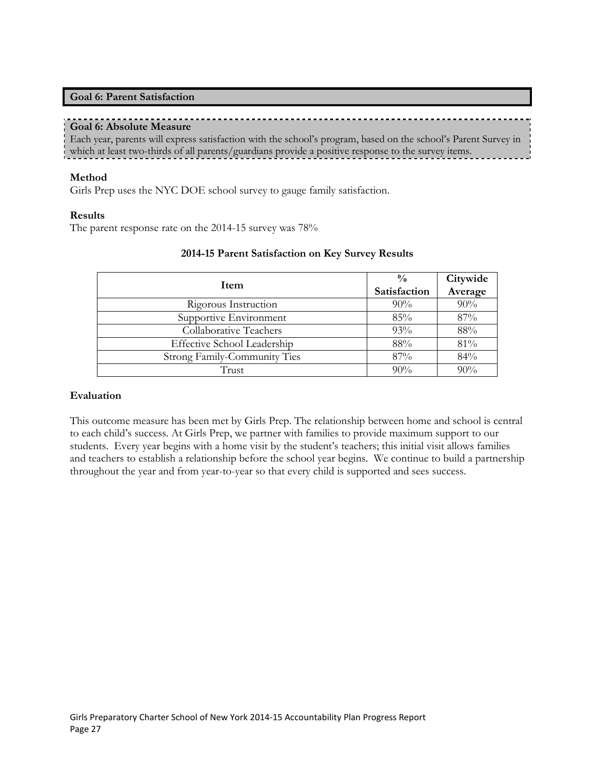## Goal 6: Parent Satisfaction

**Goal 6: Absolute Measure**

Each year, parents will express satisfaction with the school's program, based on the school's Parent Survey in which at least two-thirds of all parents/guardians provide a positive response to the survey items.

**Method**

Girls Prep uses the NYC DOE school survey to gauge family satisfaction.

**Results**

The parent response rate on the 2014-15 survey was 78%

**2014-15 Parent Satisfaction on Key Survey Results**

| Item | % Satisfaction | Citywide Average |
|---|---|---|
| Rigorous Instruction | 90% | 90% |
| Supportive Environment | 85% | 87% |
| Collaborative Teachers | 93% | 88% |
| Effective School Leadership | 88% | 81% |
| Strong Family-Community Ties | 87% | 84% |
| Trust | 90% | 90% |

**Evaluation**

This outcome measure has been met by Girls Prep. The relationship between home and school is central to each child's success. At Girls Prep, we partner with families to provide maximum support to our students. Every year begins with a home visit by the student's teachers; this initial visit allows families and teachers to establish a relationship before the school year begins. We continue to build a partnership throughout the year and from year-to-year so that every child is supported and sees success.